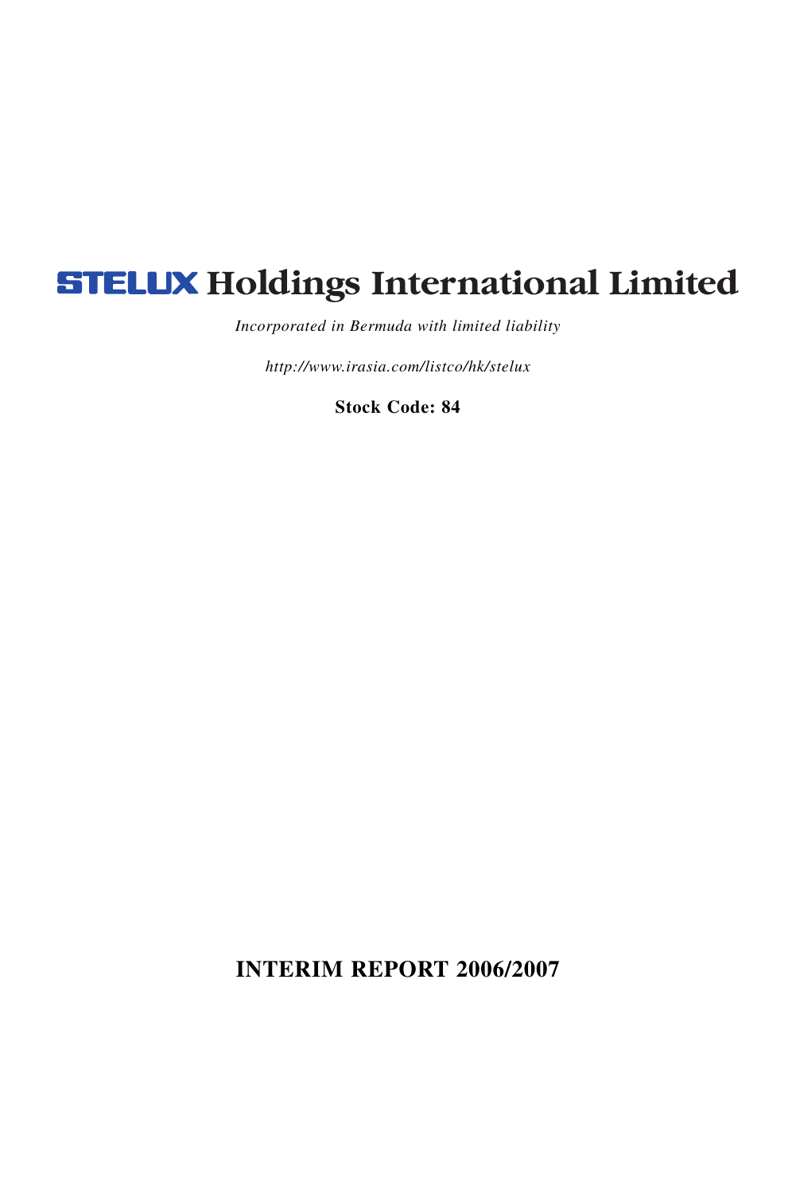# STELUX Holdings International Limited

*Incorporated in Bermuda with limited liability*

*http://www.irasia.com/listco/hk/stelux*

**Stock Code: 84**

**INTERIM REPORT 2006/2007**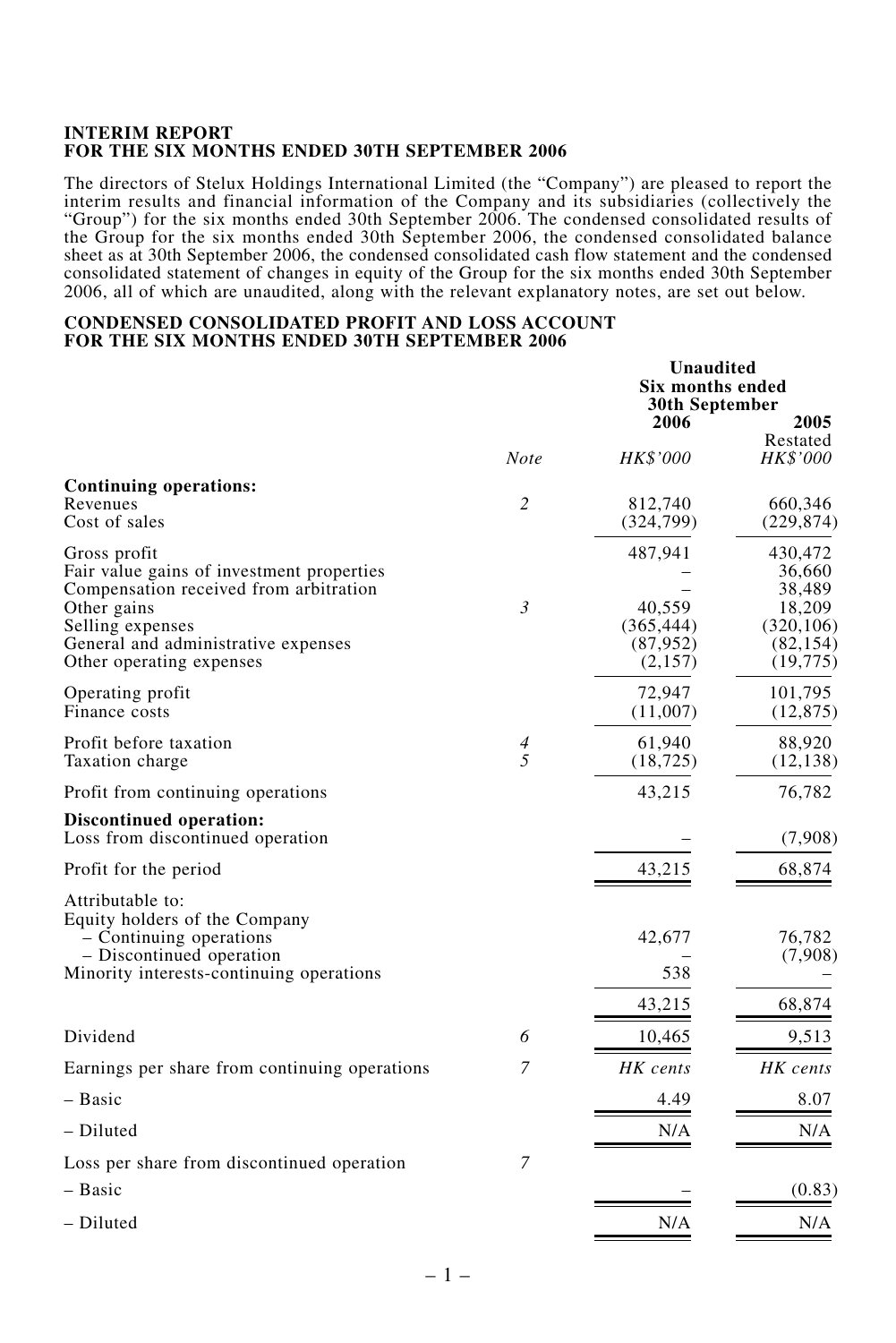**INTERIM REPORT**
**FOR THE SIX MONTHS ENDED 30TH SEPTEMBER 2006**

The directors of Stelux Holdings International Limited (the "Company") are pleased to report the interim results and financial information of the Company and its subsidiaries (collectively the "Group") for the six months ended 30th September 2006. The condensed consolidated results of the Group for the six months ended 30th September 2006, the condensed consolidated balance sheet as at 30th September 2006, the condensed consolidated cash flow statement and the condensed consolidated statement of changes in equity of the Group for the six months ended 30th September 2006, all of which are unaudited, along with the relevant explanatory notes, are set out below.

**CONDENSED CONSOLIDATED PROFIT AND LOSS ACCOUNT**
**FOR THE SIX MONTHS ENDED 30TH SEPTEMBER 2006**

| | | **Unaudited Six months ended 30th September** | |
|---|---|---|---|
| | | **2006** | **2005** Restated |
| | *Note* | *HK$'000* | *HK$'000* |
| **Continuing operations:** | | | |
| Revenues | *2* | 812,740 | 660,346 |
| Cost of sales | | (324,799) | (229,874) |
| Gross profit | | 487,941 | 430,472 |
| Fair value gains of investment properties | | – | 36,660 |
| Compensation received from arbitration | | – | 38,489 |
| Other gains | *3* | 40,559 | 18,209 |
| Selling expenses | | (365,444) | (320,106) |
| General and administrative expenses | | (87,952) | (82,154) |
| Other operating expenses | | (2,157) | (19,775) |
| Operating profit | | 72,947 | 101,795 |
| Finance costs | | (11,007) | (12,875) |
| Profit before taxation | *4* | 61,940 | 88,920 |
| Taxation charge | *5* | (18,725) | (12,138) |
| Profit from continuing operations | | 43,215 | 76,782 |
| **Discontinued operation:** | | | |
| Loss from discontinued operation | | – | (7,908) |
| Profit for the period | | 43,215 | 68,874 |
| Attributable to: | | | |
| Equity holders of the Company | | | |
| – Continuing operations | | 42,677 | 76,782 |
| – Discontinued operation | | – | (7,908) |
| Minority interests-continuing operations | | 538 | – |
| | | 43,215 | 68,874 |
| Dividend | *6* | 10,465 | 9,513 |
| Earnings per share from continuing operations | *7* | *HK cents* | *HK cents* |
| – Basic | | 4.49 | 8.07 |
| – Diluted | | N/A | N/A |
| Loss per share from discontinued operation | *7* | | |
| – Basic | | – | (0.83) |
| – Diluted | | N/A | N/A |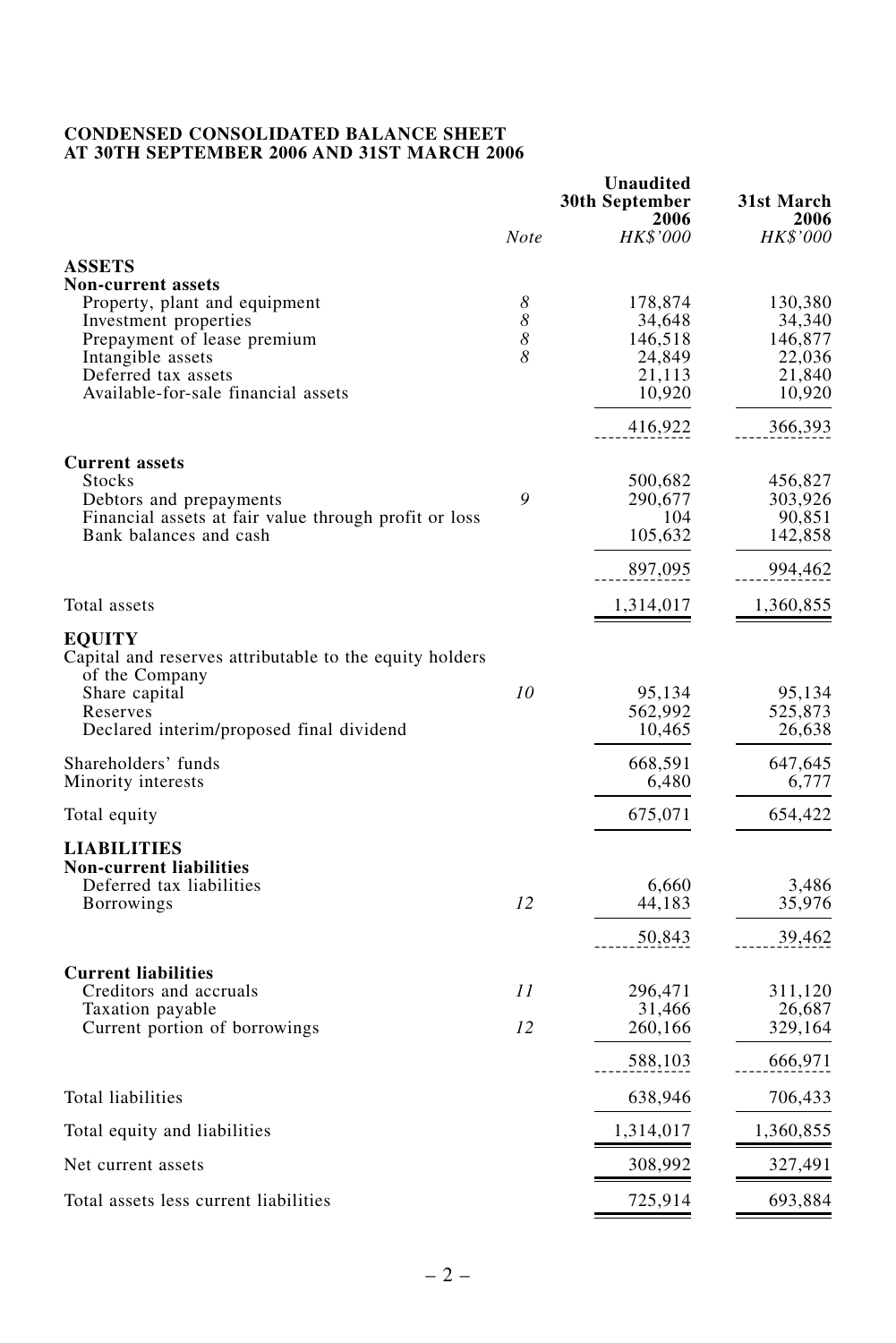**CONDENSED CONSOLIDATED BALANCE SHEET**
**AT 30TH SEPTEMBER 2006 AND 31ST MARCH 2006**

| | Note | Unaudited 30th September 2006 HK$'000 | 31st March 2006 HK$'000 |
|---|---|---|---|
| **ASSETS** | | | |
| **Non-current assets** | | | |
| Property, plant and equipment | 8 | 178,874 | 130,380 |
| Investment properties | 8 | 34,648 | 34,340 |
| Prepayment of lease premium | 8 | 146,518 | 146,877 |
| Intangible assets | 8 | 24,849 | 22,036 |
| Deferred tax assets | | 21,113 | 21,840 |
| Available-for-sale financial assets | | 10,920 | 10,920 |
| | | 416,922 | 366,393 |
| **Current assets** | | | |
| Stocks | | 500,682 | 456,827 |
| Debtors and prepayments | 9 | 290,677 | 303,926 |
| Financial assets at fair value through profit or loss | | 104 | 90,851 |
| Bank balances and cash | | 105,632 | 142,858 |
| | | 897,095 | 994,462 |
| Total assets | | 1,314,017 | 1,360,855 |
| **EQUITY** | | | |
| Capital and reserves attributable to the equity holders of the Company | | | |
| Share capital | 10 | 95,134 | 95,134 |
| Reserves | | 562,992 | 525,873 |
| Declared interim/proposed final dividend | | 10,465 | 26,638 |
| Shareholders' funds | | 668,591 | 647,645 |
| Minority interests | | 6,480 | 6,777 |
| Total equity | | 675,071 | 654,422 |
| **LIABILITIES** | | | |
| **Non-current liabilities** | | | |
| Deferred tax liabilities | | 6,660 | 3,486 |
| Borrowings | 12 | 44,183 | 35,976 |
| | | 50,843 | 39,462 |
| **Current liabilities** | | | |
| Creditors and accruals | 11 | 296,471 | 311,120 |
| Taxation payable | | 31,466 | 26,687 |
| Current portion of borrowings | 12 | 260,166 | 329,164 |
| | | 588,103 | 666,971 |
| Total liabilities | | 638,946 | 706,433 |
| Total equity and liabilities | | 1,314,017 | 1,360,855 |
| Net current assets | | 308,992 | 327,491 |
| Total assets less current liabilities | | 725,914 | 693,884 |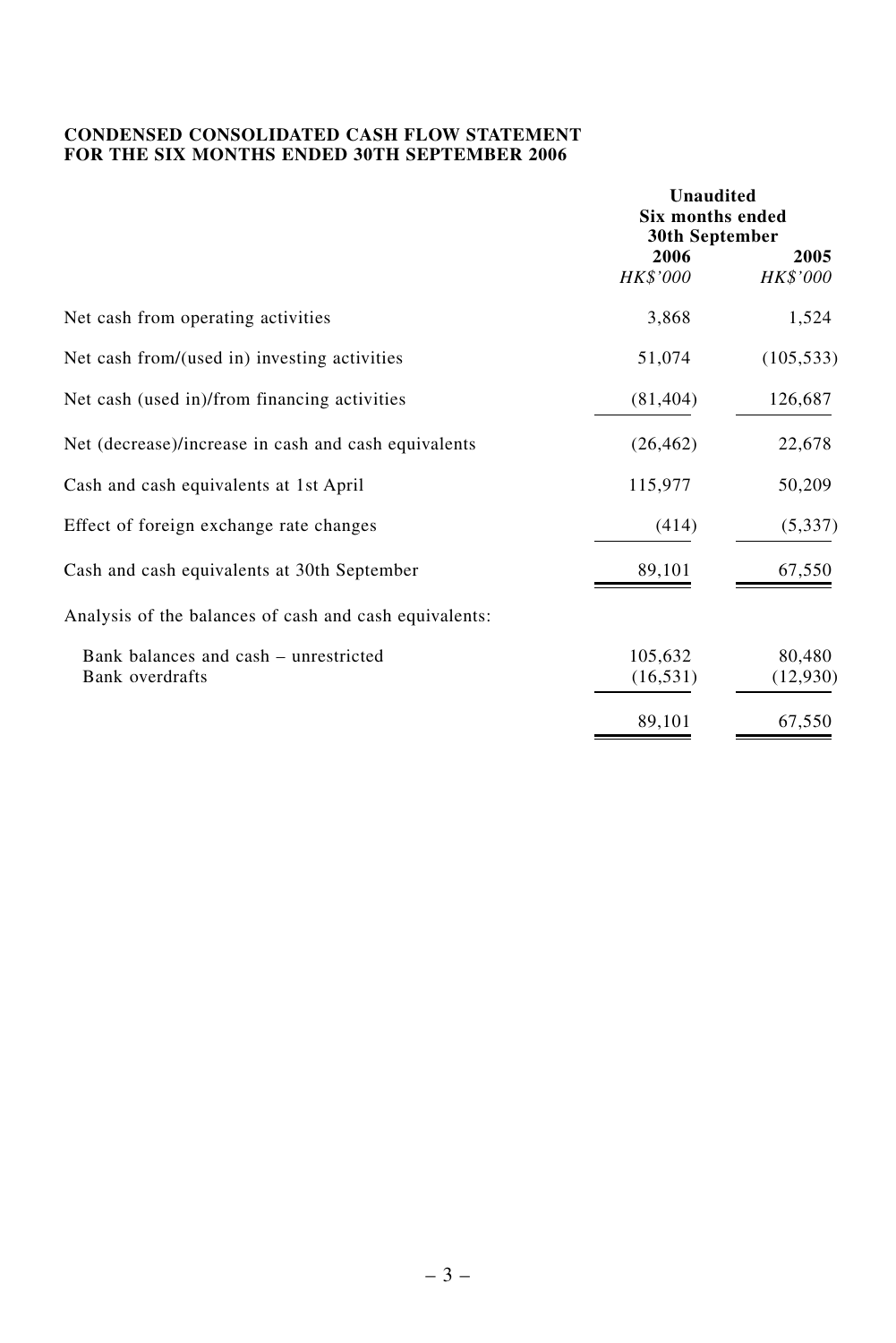**CONDENSED CONSOLIDATED CASH FLOW STATEMENT**
**FOR THE SIX MONTHS ENDED 30TH SEPTEMBER 2006**

| | Unaudited Six months ended 30th September | |
|---|---|---|
| | 2006 | 2005 |
| | *HK$'000* | *HK$'000* |
| Net cash from operating activities | 3,868 | 1,524 |
| Net cash from/(used in) investing activities | 51,074 | (105,533) |
| Net cash (used in)/from financing activities | (81,404) | 126,687 |
| Net (decrease)/increase in cash and cash equivalents | (26,462) | 22,678 |
| Cash and cash equivalents at 1st April | 115,977 | 50,209 |
| Effect of foreign exchange rate changes | (414) | (5,337) |
| Cash and cash equivalents at 30th September | 89,101 | 67,550 |
| Analysis of the balances of cash and cash equivalents: | | |
| Bank balances and cash – unrestricted | 105,632 | 80,480 |
| Bank overdrafts | (16,531) | (12,930) |
| | 89,101 | 67,550 |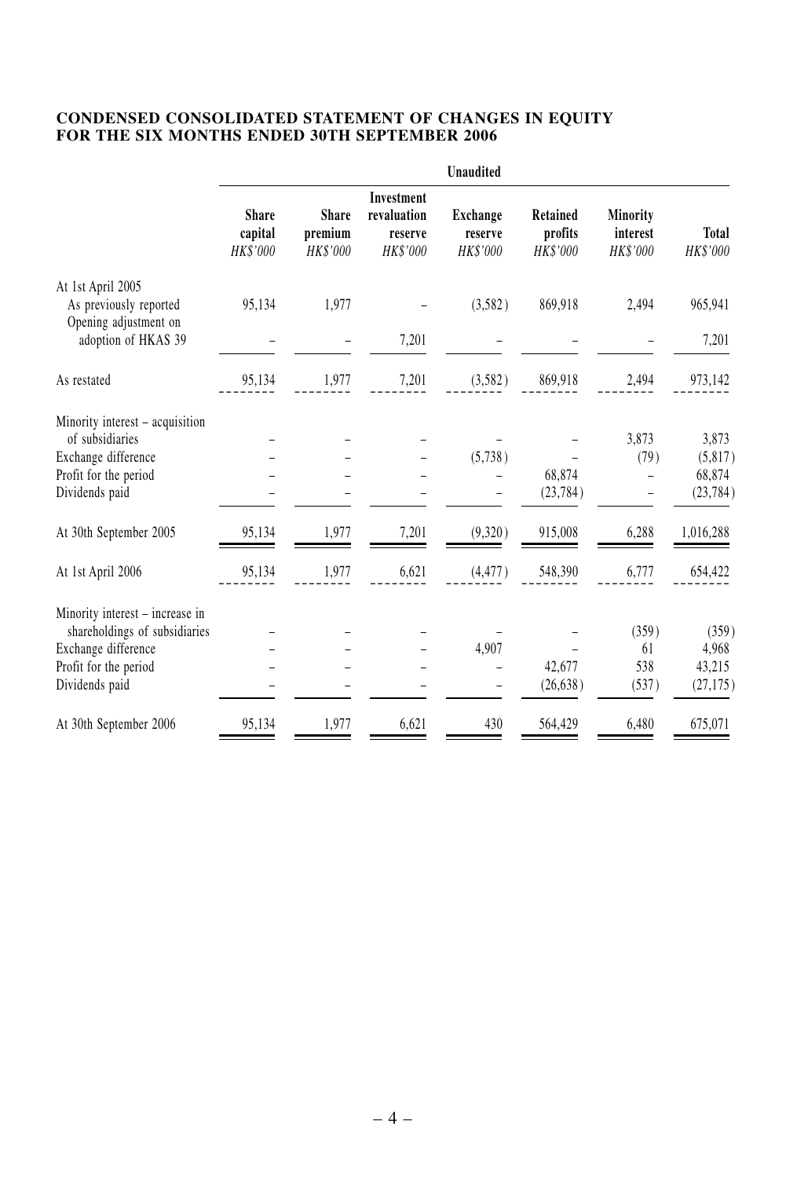**CONDENSED CONSOLIDATED STATEMENT OF CHANGES IN EQUITY FOR THE SIX MONTHS ENDED 30TH SEPTEMBER 2006**

| | Unaudited | | | | | | |
|---|---|---|---|---|---|---|---|
| | **Share capital** *HK$'000* | **Share premium** *HK$'000* | **Investment revaluation reserve** *HK$'000* | **Exchange reserve** *HK$'000* | **Retained profits** *HK$'000* | **Minority interest** *HK$'000* | **Total** *HK$'000* |
| At 1st April 2005 | | | | | | | |
| As previously reported | 95,134 | 1,977 | – | (3,582) | 869,918 | 2,494 | 965,941 |
| Opening adjustment on adoption of HKAS 39 | – | – | 7,201 | – | – | – | 7,201 |
| As restated | 95,134 | 1,977 | 7,201 | (3,582) | 869,918 | 2,494 | 973,142 |
| Minority interest – acquisition of subsidiaries | – | – | – | – | – | 3,873 | 3,873 |
| Exchange difference | – | – | – | (5,738) | – | (79) | (5,817) |
| Profit for the period | – | – | – | – | 68,874 | – | 68,874 |
| Dividends paid | – | – | – | – | (23,784) | – | (23,784) |
| At 30th September 2005 | 95,134 | 1,977 | 7,201 | (9,320) | 915,008 | 6,288 | 1,016,288 |
| At 1st April 2006 | 95,134 | 1,977 | 6,621 | (4,477) | 548,390 | 6,777 | 654,422 |
| Minority interest – increase in shareholdings of subsidiaries | – | – | – | – | – | (359) | (359) |
| Exchange difference | – | – | – | 4,907 | – | 61 | 4,968 |
| Profit for the period | – | – | – | – | 42,677 | 538 | 43,215 |
| Dividends paid | – | – | – | – | (26,638) | (537) | (27,175) |
| At 30th September 2006 | 95,134 | 1,977 | 6,621 | 430 | 564,429 | 6,480 | 675,071 |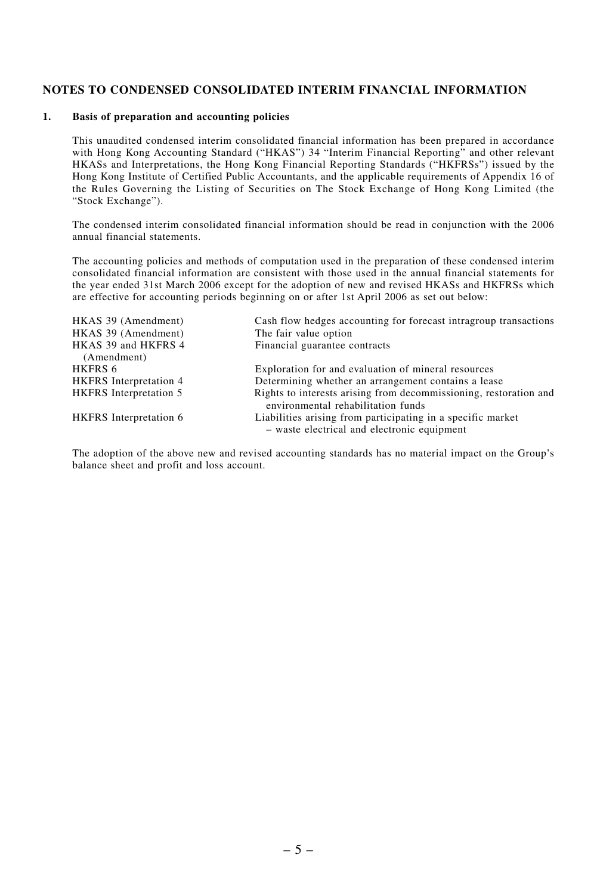## NOTES TO CONDENSED CONSOLIDATED INTERIM FINANCIAL INFORMATION

### 1. Basis of preparation and accounting policies

This unaudited condensed interim consolidated financial information has been prepared in accordance with Hong Kong Accounting Standard ("HKAS") 34 "Interim Financial Reporting" and other relevant HKASs and Interpretations, the Hong Kong Financial Reporting Standards ("HKFRSs") issued by the Hong Kong Institute of Certified Public Accountants, and the applicable requirements of Appendix 16 of the Rules Governing the Listing of Securities on The Stock Exchange of Hong Kong Limited (the "Stock Exchange").

The condensed interim consolidated financial information should be read in conjunction with the 2006 annual financial statements.

The accounting policies and methods of computation used in the preparation of these condensed interim consolidated financial information are consistent with those used in the annual financial statements for the year ended 31st March 2006 except for the adoption of new and revised HKASs and HKFRSs which are effective for accounting periods beginning on or after 1st April 2006 as set out below:

| | |
|---|---|
| HKAS 39 (Amendment) | Cash flow hedges accounting for forecast intragroup transactions |
| HKAS 39 (Amendment) | The fair value option |
| HKAS 39 and HKFRS 4 (Amendment) | Financial guarantee contracts |
| HKFRS 6 | Exploration for and evaluation of mineral resources |
| HKFRS Interpretation 4 | Determining whether an arrangement contains a lease |
| HKFRS Interpretation 5 | Rights to interests arising from decommissioning, restoration and environmental rehabilitation funds |
| HKFRS Interpretation 6 | Liabilities arising from participating in a specific market – waste electrical and electronic equipment |

The adoption of the above new and revised accounting standards has no material impact on the Group's balance sheet and profit and loss account.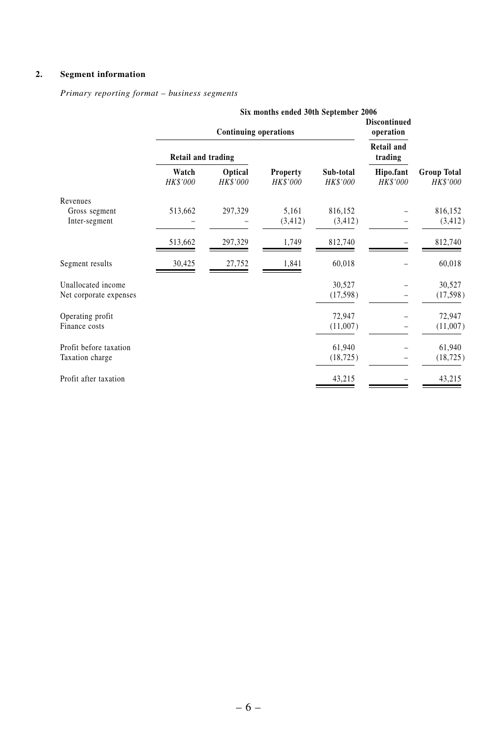## 2. Segment information

*Primary reporting format – business segments*

| | Six months ended 30th September 2006 | | | | | |
|---|---|---|---|---|---|---|
| | Continuing operations | | | | Discontinued operation | |
| | Retail and trading | | | | Retail and trading | |
| | Watch *HK$'000* | Optical *HK$'000* | Property *HK$'000* | Sub-total *HK$'000* | Hipo.fant *HK$'000* | Group Total *HK$'000* |
| Revenues | | | | | | |
| Gross segment | 513,662 | 297,329 | 5,161 | 816,152 | – | 816,152 |
| Inter-segment | – | – | (3,412) | (3,412) | – | (3,412) |
| | 513,662 | 297,329 | 1,749 | 812,740 | – | 812,740 |
| Segment results | 30,425 | 27,752 | 1,841 | 60,018 | – | 60,018 |
| Unallocated income | | | | 30,527 | – | 30,527 |
| Net corporate expenses | | | | (17,598) | – | (17,598) |
| Operating profit | | | | 72,947 | – | 72,947 |
| Finance costs | | | | (11,007) | – | (11,007) |
| Profit before taxation | | | | 61,940 | – | 61,940 |
| Taxation charge | | | | (18,725) | – | (18,725) |
| Profit after taxation | | | | 43,215 | – | 43,215 |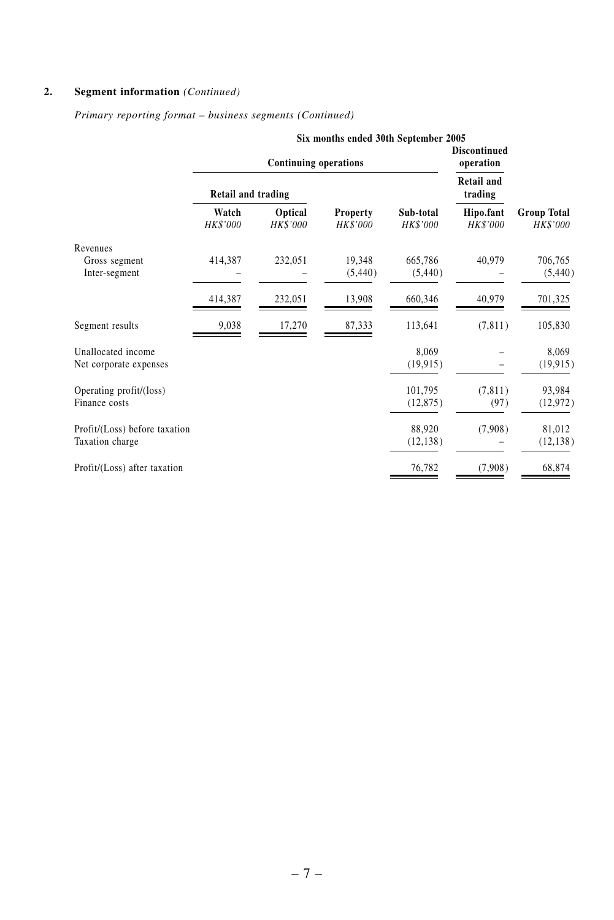## 2. Segment information *(Continued)*

*Primary reporting format – business segments (Continued)*

| | Six months ended 30th September 2005 | | | | | |
|---|---|---|---|---|---|---|
| | Continuing operations | | | | Discontinued operation | |
| | Retail and trading | | | | Retail and trading | |
| | Watch *HK$'000* | Optical *HK$'000* | Property *HK$'000* | Sub-total *HK$'000* | Hipo.fant *HK$'000* | Group Total *HK$'000* |
| Revenues | | | | | | |
| Gross segment | 414,387 | 232,051 | 19,348 | 665,786 | 40,979 | 706,765 |
| Inter-segment | – | – | (5,440) | (5,440) | – | (5,440) |
| | 414,387 | 232,051 | 13,908 | 660,346 | 40,979 | 701,325 |
| Segment results | 9,038 | 17,270 | 87,333 | 113,641 | (7,811) | 105,830 |
| Unallocated income | | | | 8,069 | – | 8,069 |
| Net corporate expenses | | | | (19,915) | – | (19,915) |
| Operating profit/(loss) | | | | 101,795 | (7,811) | 93,984 |
| Finance costs | | | | (12,875) | (97) | (12,972) |
| Profit/(Loss) before taxation | | | | 88,920 | (7,908) | 81,012 |
| Taxation charge | | | | (12,138) | – | (12,138) |
| Profit/(Loss) after taxation | | | | 76,782 | (7,908) | 68,874 |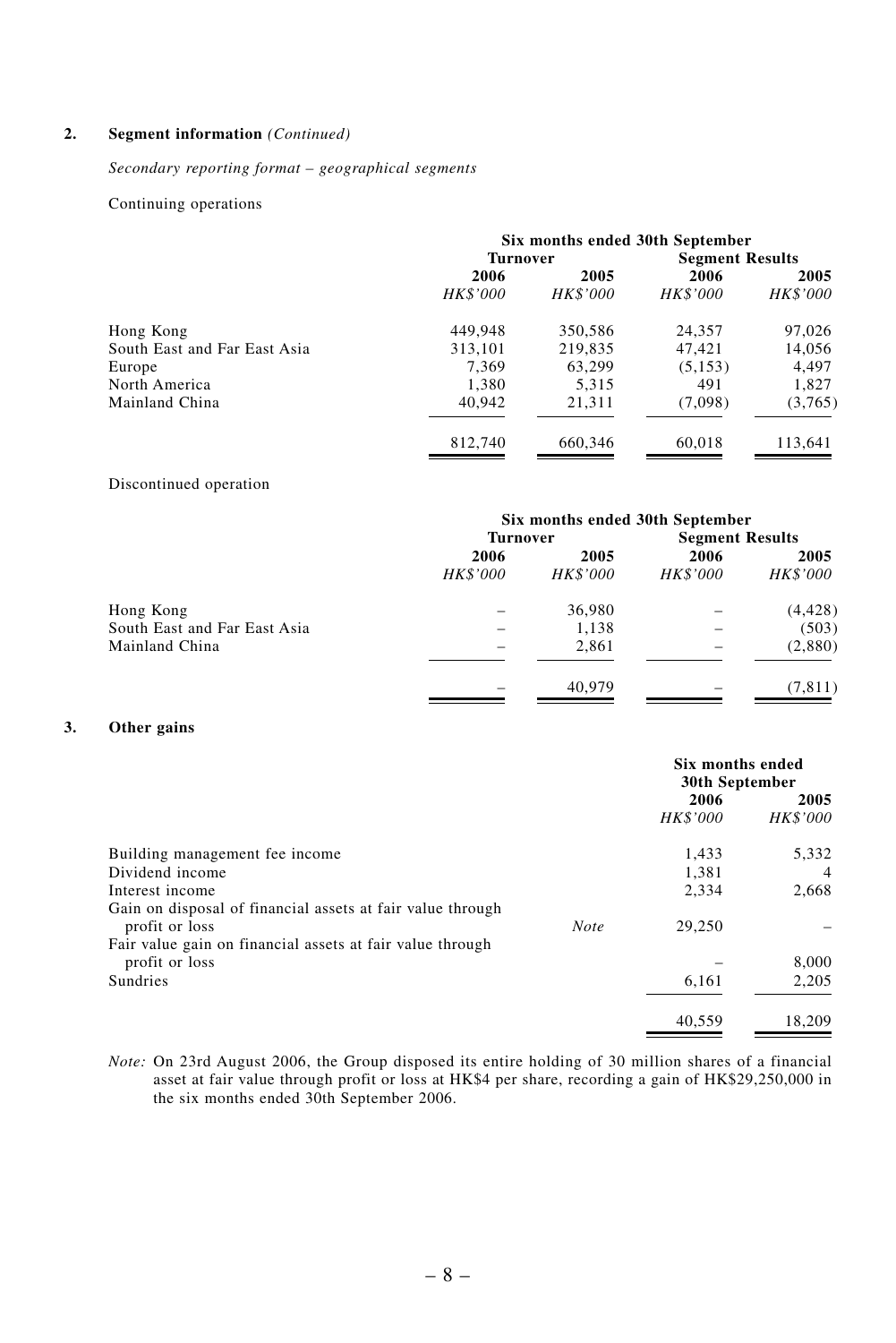**2. Segment information** *(Continued)*

*Secondary reporting format – geographical segments*

Continuing operations

| | Six months ended 30th September | | | |
|---|---|---|---|---|
| | Turnover | | Segment Results | |
| | 2006 | 2005 | 2006 | 2005 |
| | *HK$'000* | *HK$'000* | *HK$'000* | *HK$'000* |
| Hong Kong | 449,948 | 350,586 | 24,357 | 97,026 |
| South East and Far East Asia | 313,101 | 219,835 | 47,421 | 14,056 |
| Europe | 7,369 | 63,299 | (5,153) | 4,497 |
| North America | 1,380 | 5,315 | 491 | 1,827 |
| Mainland China | 40,942 | 21,311 | (7,098) | (3,765) |
| | 812,740 | 660,346 | 60,018 | 113,641 |

Discontinued operation

| | Six months ended 30th September | | | |
|---|---|---|---|---|
| | Turnover | | Segment Results | |
| | 2006 | 2005 | 2006 | 2005 |
| | *HK$'000* | *HK$'000* | *HK$'000* | *HK$'000* |
| Hong Kong | – | 36,980 | – | (4,428) |
| South East and Far East Asia | – | 1,138 | – | (503) |
| Mainland China | – | 2,861 | – | (2,880) |
| | – | 40,979 | – | (7,811) |

**3. Other gains**

| | | Six months ended 30th September | |
|---|---|---|---|
| | | 2006 | 2005 |
| | | *HK$'000* | *HK$'000* |
| Building management fee income | | 1,433 | 5,332 |
| Dividend income | | 1,381 | 4 |
| Interest income | | 2,334 | 2,668 |
| Gain on disposal of financial assets at fair value through profit or loss | *Note* | 29,250 | – |
| Fair value gain on financial assets at fair value through profit or loss | | – | 8,000 |
| Sundries | | 6,161 | 2,205 |
| | | 40,559 | 18,209 |

*Note:* On 23rd August 2006, the Group disposed its entire holding of 30 million shares of a financial asset at fair value through profit or loss at HK$4 per share, recording a gain of HK$29,250,000 in the six months ended 30th September 2006.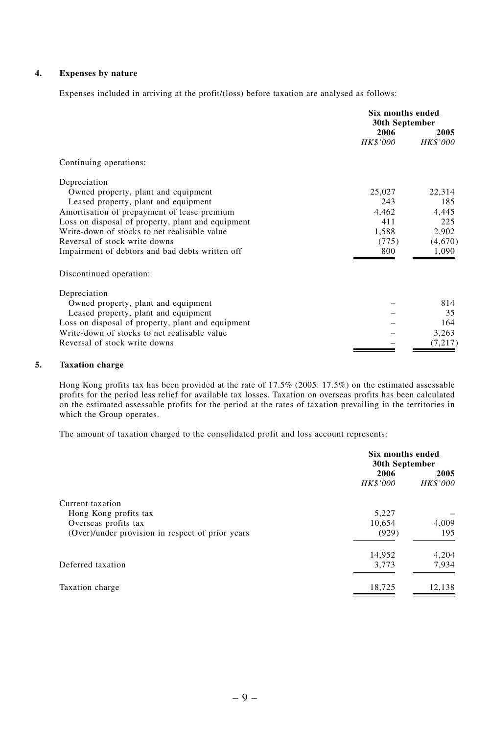## 4. Expenses by nature

Expenses included in arriving at the profit/(loss) before taxation are analysed as follows:

| | Six months ended 30th September | |
|---|---|---|
| | 2006 | 2005 |
| | *HK$'000* | *HK$'000* |
| Continuing operations: | | |
| Depreciation | | |
| Owned property, plant and equipment | 25,027 | 22,314 |
| Leased property, plant and equipment | 243 | 185 |
| Amortisation of prepayment of lease premium | 4,462 | 4,445 |
| Loss on disposal of property, plant and equipment | 411 | 225 |
| Write-down of stocks to net realisable value | 1,588 | 2,902 |
| Reversal of stock write downs | (775) | (4,670) |
| Impairment of debtors and bad debts written off | 800 | 1,090 |
| Discontinued operation: | | |
| Depreciation | | |
| Owned property, plant and equipment | – | 814 |
| Leased property, plant and equipment | – | 35 |
| Loss on disposal of property, plant and equipment | – | 164 |
| Write-down of stocks to net realisable value | – | 3,263 |
| Reversal of stock write downs | – | (7,217) |

## 5. Taxation charge

Hong Kong profits tax has been provided at the rate of 17.5% (2005: 17.5%) on the estimated assessable profits for the period less relief for available tax losses. Taxation on overseas profits has been calculated on the estimated assessable profits for the period at the rates of taxation prevailing in the territories in which the Group operates.

The amount of taxation charged to the consolidated profit and loss account represents:

| | Six months ended 30th September | |
|---|---|---|
| | 2006 | 2005 |
| | *HK$'000* | *HK$'000* |
| Current taxation | | |
| Hong Kong profits tax | 5,227 | – |
| Overseas profits tax | 10,654 | 4,009 |
| (Over)/under provision in respect of prior years | (929) | 195 |
| | 14,952 | 4,204 |
| Deferred taxation | 3,773 | 7,934 |
| Taxation charge | 18,725 | 12,138 |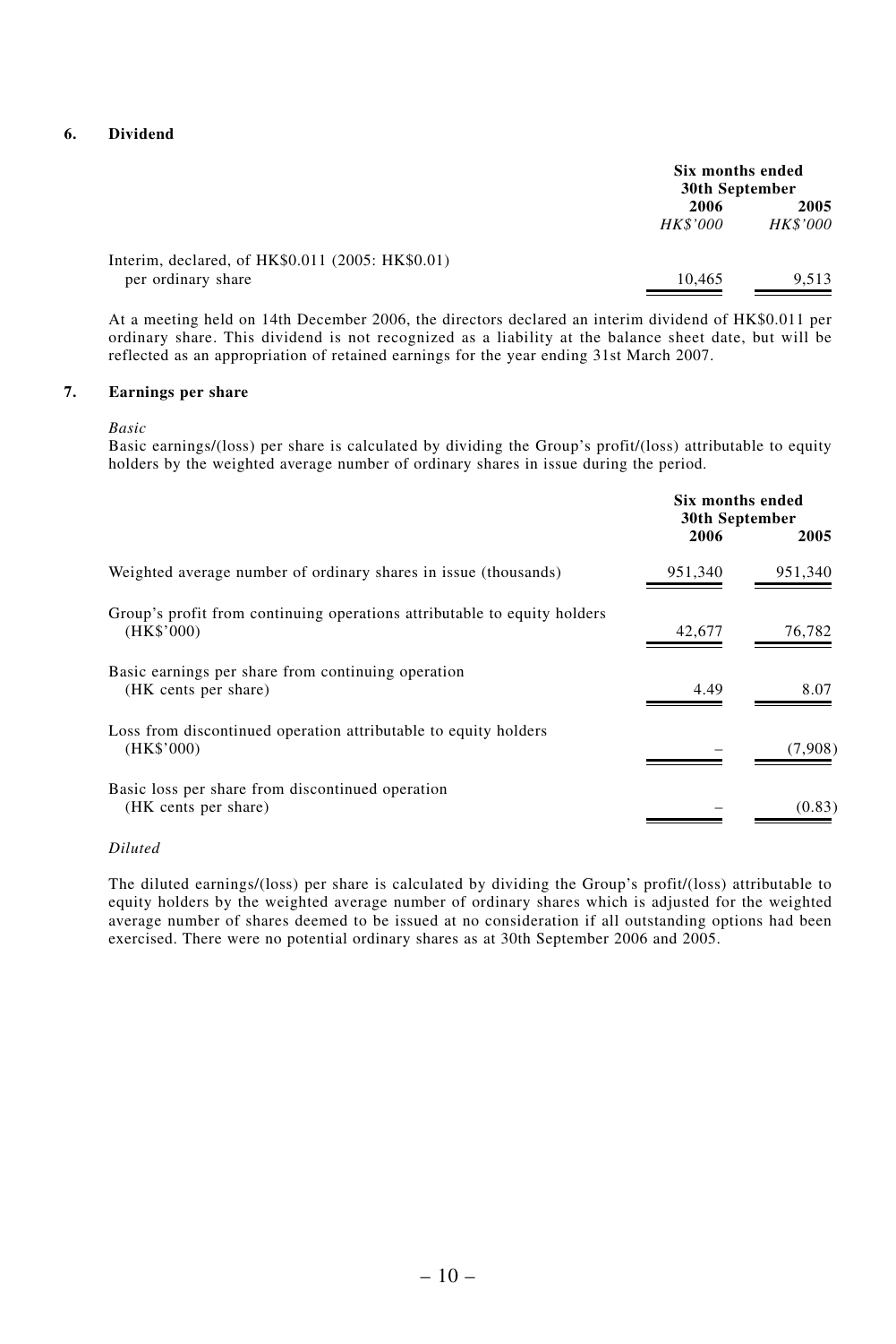## 6. Dividend

| | Six months ended 30th September | |
|---|---|---|
| | 2006 | 2005 |
| | *HK$'000* | *HK$'000* |
| Interim, declared, of HK$0.011 (2005: HK$0.01) per ordinary share | 10,465 | 9,513 |

At a meeting held on 14th December 2006, the directors declared an interim dividend of HK$0.011 per ordinary share. This dividend is not recognized as a liability at the balance sheet date, but will be reflected as an appropriation of retained earnings for the year ending 31st March 2007.

## 7. Earnings per share

*Basic*

Basic earnings/(loss) per share is calculated by dividing the Group's profit/(loss) attributable to equity holders by the weighted average number of ordinary shares in issue during the period.

| | Six months ended 30th September | |
|---|---|---|
| | 2006 | 2005 |
| Weighted average number of ordinary shares in issue (thousands) | 951,340 | 951,340 |
| Group's profit from continuing operations attributable to equity holders (HK$'000) | 42,677 | 76,782 |
| Basic earnings per share from continuing operation (HK cents per share) | 4.49 | 8.07 |
| Loss from discontinued operation attributable to equity holders (HK$'000) | – | (7,908) |
| Basic loss per share from discontinued operation (HK cents per share) | – | (0.83) |

*Diluted*

The diluted earnings/(loss) per share is calculated by dividing the Group's profit/(loss) attributable to equity holders by the weighted average number of ordinary shares which is adjusted for the weighted average number of shares deemed to be issued at no consideration if all outstanding options had been exercised. There were no potential ordinary shares as at 30th September 2006 and 2005.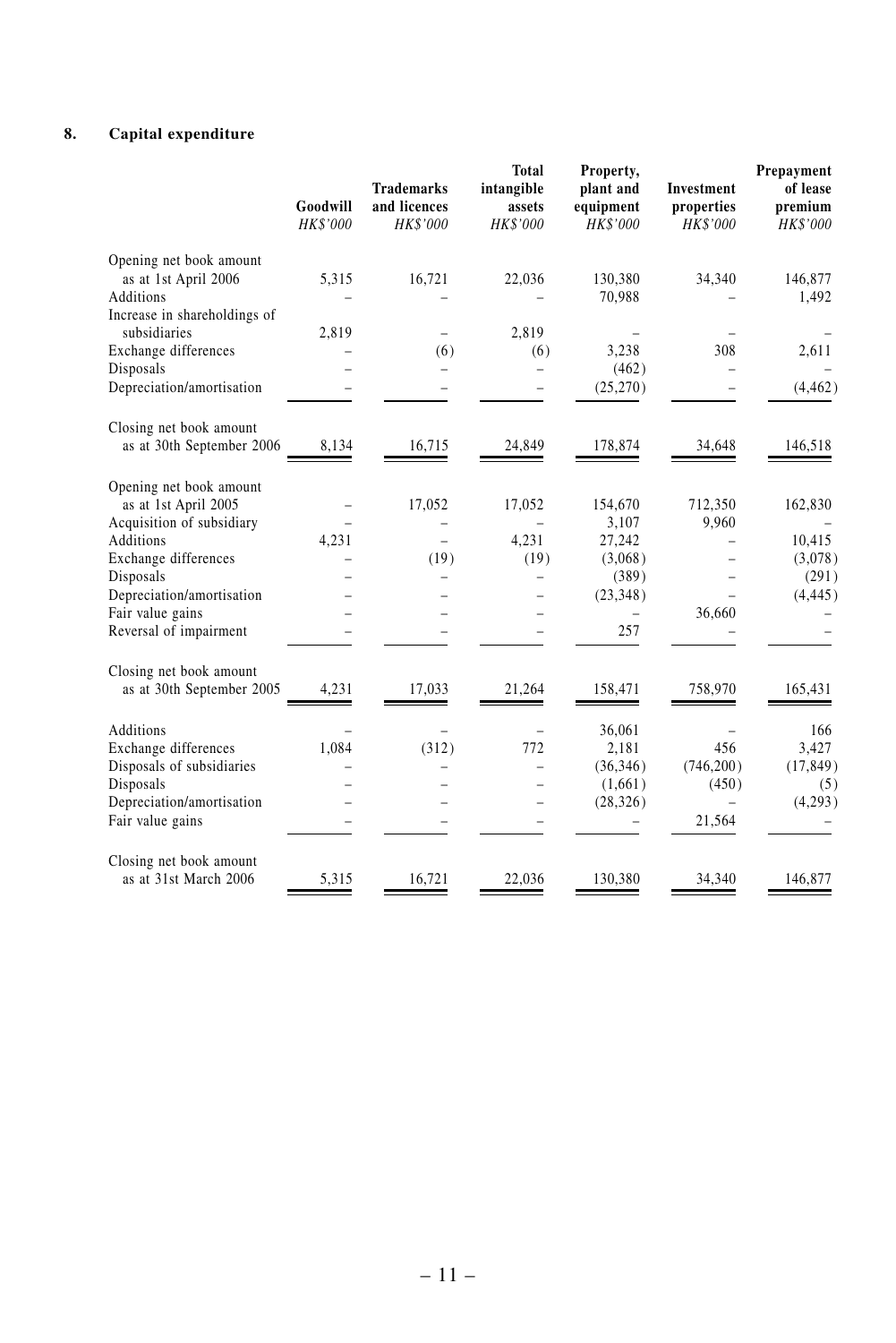## 8. Capital expenditure

| | Goodwill *HK$'000* | Trademarks and licences *HK$'000* | Total intangible assets *HK$'000* | Property, plant and equipment *HK$'000* | Investment properties *HK$'000* | Prepayment of lease premium *HK$'000* |
|---|---|---|---|---|---|---|
| Opening net book amount as at 1st April 2006 | 5,315 | 16,721 | 22,036 | 130,380 | 34,340 | 146,877 |
| Additions | – | – | – | 70,988 | – | 1,492 |
| Increase in shareholdings of subsidiaries | 2,819 | – | 2,819 | – | – | – |
| Exchange differences | – | (6) | (6) | 3,238 | 308 | 2,611 |
| Disposals | – | – | – | (462) | – | – |
| Depreciation/amortisation | – | – | – | (25,270) | – | (4,462) |
| Closing net book amount as at 30th September 2006 | 8,134 | 16,715 | 24,849 | 178,874 | 34,648 | 146,518 |
| Opening net book amount as at 1st April 2005 | – | 17,052 | 17,052 | 154,670 | 712,350 | 162,830 |
| Acquisition of subsidiary | – | – | – | 3,107 | 9,960 | – |
| Additions | 4,231 | – | 4,231 | 27,242 | – | 10,415 |
| Exchange differences | – | (19) | (19) | (3,068) | – | (3,078) |
| Disposals | – | – | – | (389) | – | (291) |
| Depreciation/amortisation | – | – | – | (23,348) | – | (4,445) |
| Fair value gains | – | – | – | – | 36,660 | – |
| Reversal of impairment | – | – | – | 257 | – | – |
| Closing net book amount as at 30th September 2005 | 4,231 | 17,033 | 21,264 | 158,471 | 758,970 | 165,431 |
| Additions | – | – | – | 36,061 | – | 166 |
| Exchange differences | 1,084 | (312) | 772 | 2,181 | 456 | 3,427 |
| Disposals of subsidiaries | – | – | – | (36,346) | (746,200) | (17,849) |
| Disposals | – | – | – | (1,661) | (450) | (5) |
| Depreciation/amortisation | – | – | – | (28,326) | – | (4,293) |
| Fair value gains | – | – | – | – | 21,564 | – |
| Closing net book amount as at 31st March 2006 | 5,315 | 16,721 | 22,036 | 130,380 | 34,340 | 146,877 |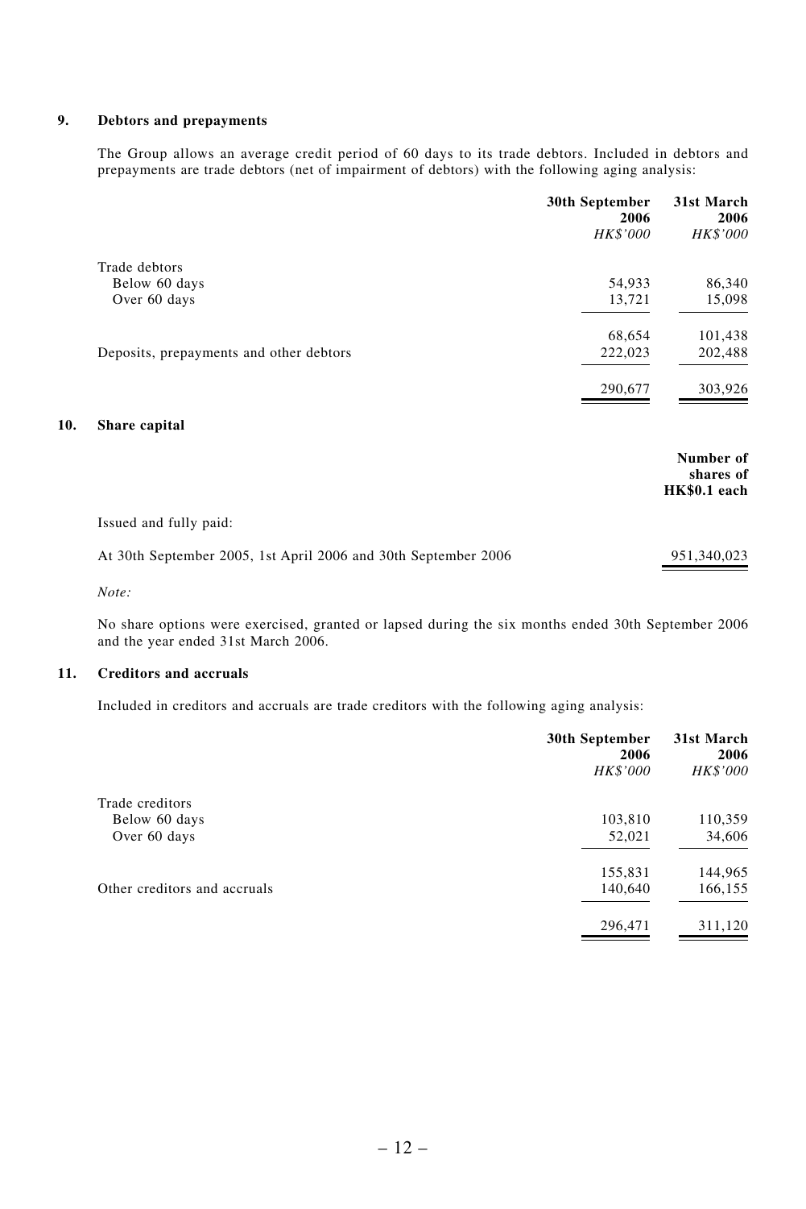### 9. Debtors and prepayments

The Group allows an average credit period of 60 days to its trade debtors. Included in debtors and prepayments are trade debtors (net of impairment of debtors) with the following aging analysis:

| | 30th September 2006 *HK$'000* | 31st March 2006 *HK$'000* |
|---|---|---|
| Trade debtors | | |
| Below 60 days | 54,933 | 86,340 |
| Over 60 days | 13,721 | 15,098 |
| | 68,654 | 101,438 |
| Deposits, prepayments and other debtors | 222,023 | 202,488 |
| | 290,677 | 303,926 |

### 10. Share capital

| | Number of shares of HK$0.1 each |
|---|---|
| Issued and fully paid: | |
| At 30th September 2005, 1st April 2006 and 30th September 2006 | 951,340,023 |

*Note:*

No share options were exercised, granted or lapsed during the six months ended 30th September 2006 and the year ended 31st March 2006.

### 11. Creditors and accruals

Included in creditors and accruals are trade creditors with the following aging analysis:

| | 30th September 2006 *HK$'000* | 31st March 2006 *HK$'000* |
|---|---|---|
| Trade creditors | | |
| Below 60 days | 103,810 | 110,359 |
| Over 60 days | 52,021 | 34,606 |
| | 155,831 | 144,965 |
| Other creditors and accruals | 140,640 | 166,155 |
| | 296,471 | 311,120 |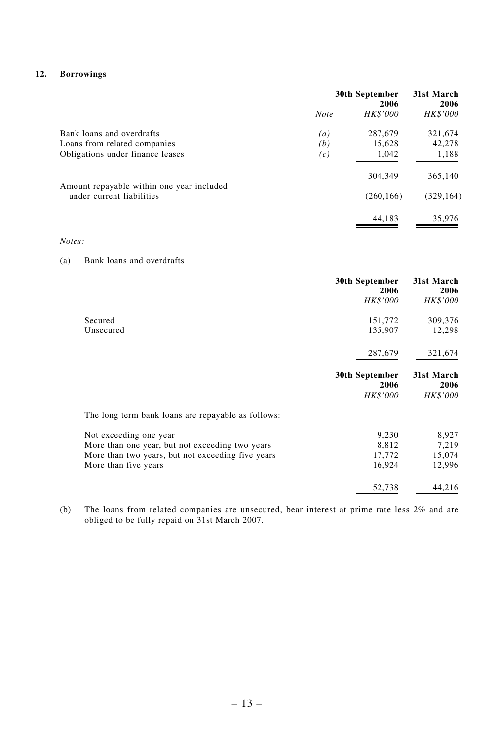## 12. Borrowings

| | Note | 30th September 2006 HK$'000 | 31st March 2006 HK$'000 |
|---|---|---|---|
| Bank loans and overdrafts | (a) | 287,679 | 321,674 |
| Loans from related companies | (b) | 15,628 | 42,278 |
| Obligations under finance leases | (c) | 1,042 | 1,188 |
| | | 304,349 | 365,140 |
| Amount repayable within one year included under current liabilities | | (260,166) | (329,164) |
| | | 44,183 | 35,976 |

*Notes:*

(a) Bank loans and overdrafts

| | 30th September 2006 HK$'000 | 31st March 2006 HK$'000 |
|---|---|---|
| Secured | 151,772 | 309,376 |
| Unsecured | 135,907 | 12,298 |
| | 287,679 | 321,674 |

| | 30th September 2006 HK$'000 | 31st March 2006 HK$'000 |
|---|---|---|
| The long term bank loans are repayable as follows: | | |
| Not exceeding one year | 9,230 | 8,927 |
| More than one year, but not exceeding two years | 8,812 | 7,219 |
| More than two years, but not exceeding five years | 17,772 | 15,074 |
| More than five years | 16,924 | 12,996 |
| | 52,738 | 44,216 |

(b) The loans from related companies are unsecured, bear interest at prime rate less 2% and are obliged to be fully repaid on 31st March 2007.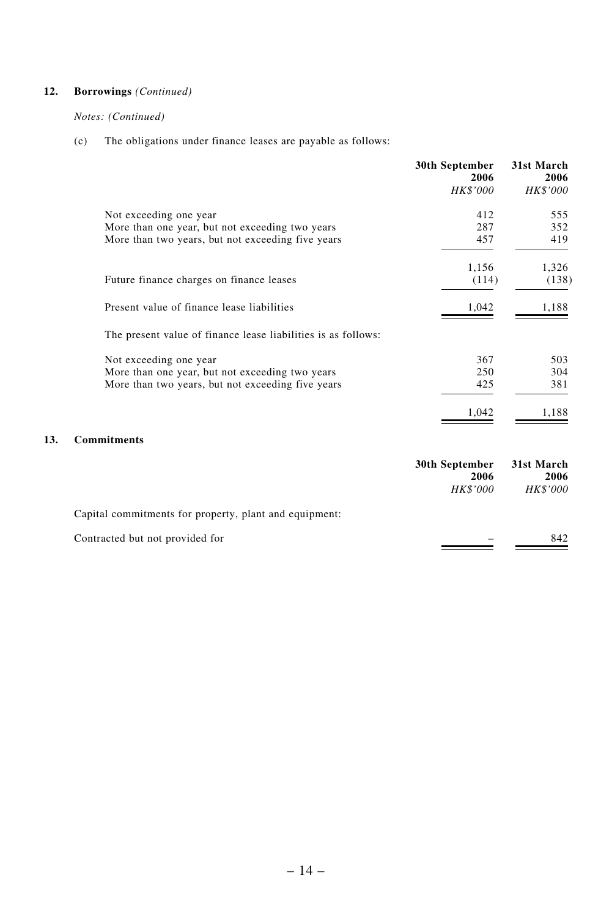## 12. Borrowings *(Continued)*

*Notes: (Continued)*

(c) The obligations under finance leases are payable as follows:

| | 30th September 2006 | 31st March 2006 |
|---|---|---|
| | *HK$'000* | *HK$'000* |
| Not exceeding one year | 412 | 555 |
| More than one year, but not exceeding two years | 287 | 352 |
| More than two years, but not exceeding five years | 457 | 419 |
| | 1,156 | 1,326 |
| Future finance charges on finance leases | (114) | (138) |
| Present value of finance lease liabilities | 1,042 | 1,188 |

The present value of finance lease liabilities is as follows:

| | 30th September 2006 | 31st March 2006 |
|---|---|---|
| | *HK$'000* | *HK$'000* |
| Not exceeding one year | 367 | 503 |
| More than one year, but not exceeding two years | 250 | 304 |
| More than two years, but not exceeding five years | 425 | 381 |
| | 1,042 | 1,188 |

## 13. Commitments

| | 30th September 2006 | 31st March 2006 |
|---|---|---|
| | *HK$'000* | *HK$'000* |
| Capital commitments for property, plant and equipment: | | |
| Contracted but not provided for | – | 842 |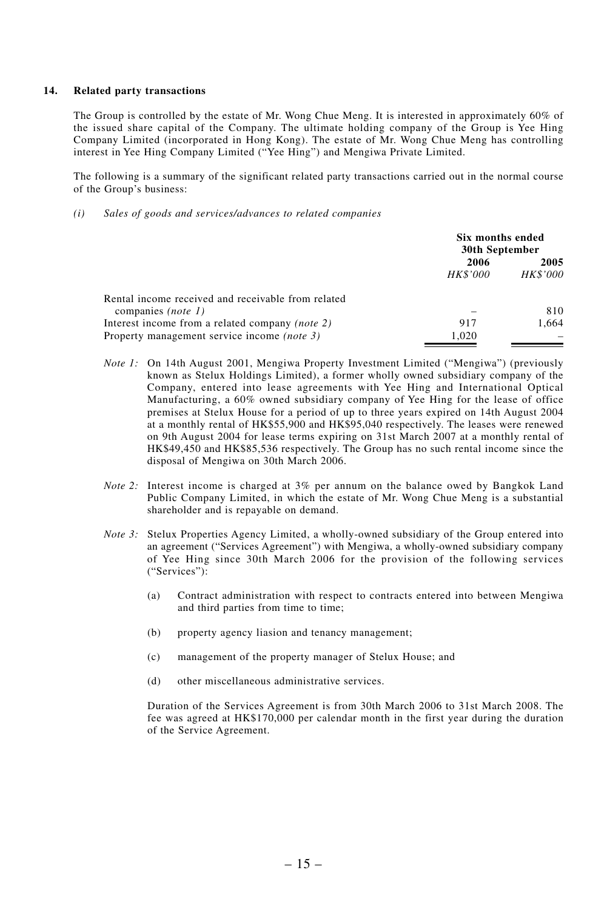## 14. Related party transactions

The Group is controlled by the estate of Mr. Wong Chue Meng. It is interested in approximately 60% of the issued share capital of the Company. The ultimate holding company of the Group is Yee Hing Company Limited (incorporated in Hong Kong). The estate of Mr. Wong Chue Meng has controlling interest in Yee Hing Company Limited ("Yee Hing") and Mengiwa Private Limited.

The following is a summary of the significant related party transactions carried out in the normal course of the Group's business:

*(i) Sales of goods and services/advances to related companies*

| | Six months ended 30th September | |
|---|---|---|
| | 2006 | 2005 |
| | *HK$'000* | *HK$'000* |
| Rental income received and receivable from related companies *(note 1)* | – | 810 |
| Interest income from a related company *(note 2)* | 917 | 1,664 |
| Property management service income *(note 3)* | 1,020 | – |

*Note 1:* On 14th August 2001, Mengiwa Property Investment Limited ("Mengiwa") (previously known as Stelux Holdings Limited), a former wholly owned subsidiary company of the Company, entered into lease agreements with Yee Hing and International Optical Manufacturing, a 60% owned subsidiary company of Yee Hing for the lease of office premises at Stelux House for a period of up to three years expired on 14th August 2004 at a monthly rental of HK$55,900 and HK$95,040 respectively. The leases were renewed on 9th August 2004 for lease terms expiring on 31st March 2007 at a monthly rental of HK$49,450 and HK$85,536 respectively. The Group has no such rental income since the disposal of Mengiwa on 30th March 2006.

*Note 2:* Interest income is charged at 3% per annum on the balance owed by Bangkok Land Public Company Limited, in which the estate of Mr. Wong Chue Meng is a substantial shareholder and is repayable on demand.

*Note 3:* Stelux Properties Agency Limited, a wholly-owned subsidiary of the Group entered into an agreement ("Services Agreement") with Mengiwa, a wholly-owned subsidiary company of Yee Hing since 30th March 2006 for the provision of the following services ("Services"):

(a) Contract administration with respect to contracts entered into between Mengiwa and third parties from time to time;

(b) property agency liasion and tenancy management;

(c) management of the property manager of Stelux House; and

(d) other miscellaneous administrative services.

Duration of the Services Agreement is from 30th March 2006 to 31st March 2008. The fee was agreed at HK$170,000 per calendar month in the first year during the duration of the Service Agreement.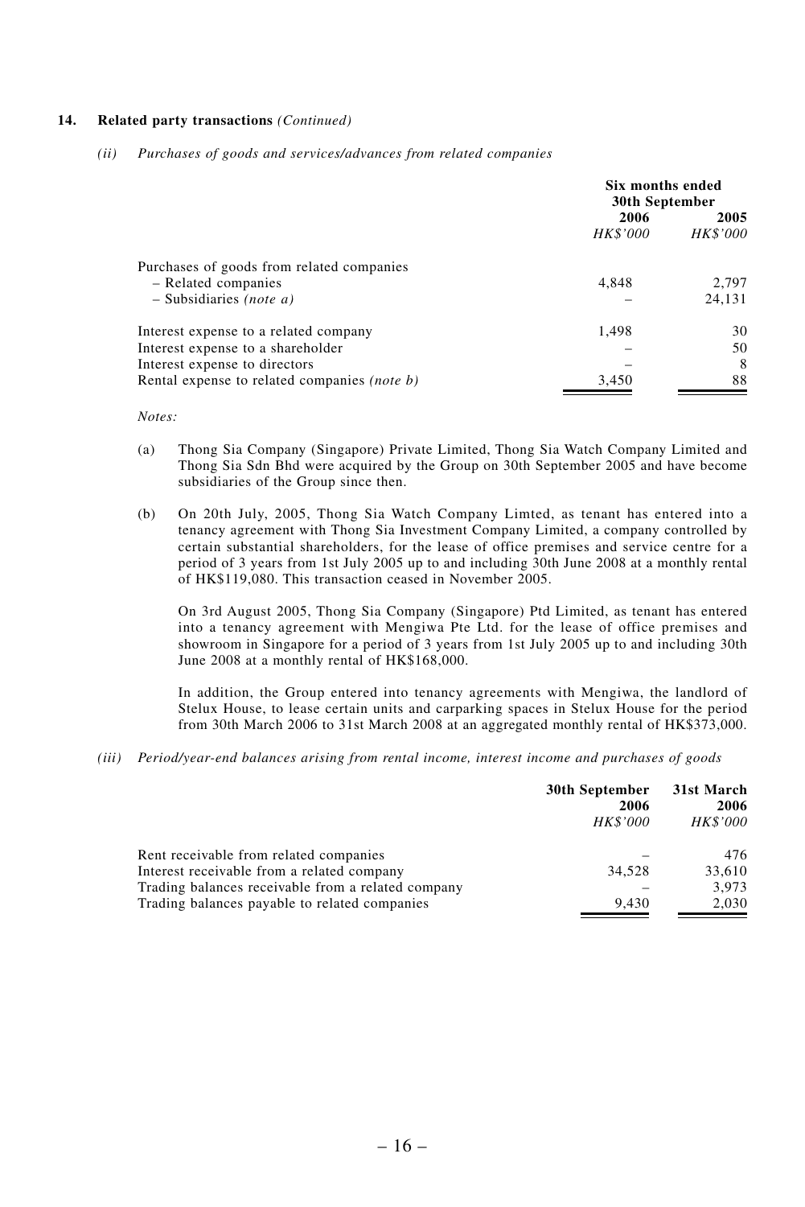**14. Related party transactions** *(Continued)*

*(ii) Purchases of goods and services/advances from related companies*

| | Six months ended 30th September | |
|---|---|---|
| | 2006 | 2005 |
| | *HK$'000* | *HK$'000* |
| Purchases of goods from related companies | | |
| – Related companies | 4,848 | 2,797 |
| – Subsidiaries *(note a)* | – | 24,131 |
| Interest expense to a related company | 1,498 | 30 |
| Interest expense to a shareholder | – | 50 |
| Interest expense to directors | – | 8 |
| Rental expense to related companies *(note b)* | 3,450 | 88 |

*Notes:*

(a) Thong Sia Company (Singapore) Private Limited, Thong Sia Watch Company Limited and Thong Sia Sdn Bhd were acquired by the Group on 30th September 2005 and have become subsidiaries of the Group since then.

(b) On 20th July, 2005, Thong Sia Watch Company Limted, as tenant has entered into a tenancy agreement with Thong Sia Investment Company Limited, a company controlled by certain substantial shareholders, for the lease of office premises and service centre for a period of 3 years from 1st July 2005 up to and including 30th June 2008 at a monthly rental of HK$119,080. This transaction ceased in November 2005.

On 3rd August 2005, Thong Sia Company (Singapore) Ptd Limited, as tenant has entered into a tenancy agreement with Mengiwa Pte Ltd. for the lease of office premises and showroom in Singapore for a period of 3 years from 1st July 2005 up to and including 30th June 2008 at a monthly rental of HK$168,000.

In addition, the Group entered into tenancy agreements with Mengiwa, the landlord of Stelux House, to lease certain units and carparking spaces in Stelux House for the period from 30th March 2006 to 31st March 2008 at an aggregated monthly rental of HK$373,000.

*(iii) Period/year-end balances arising from rental income, interest income and purchases of goods*

| | 30th September 2006 | 31st March 2006 |
|---|---|---|
| | *HK$'000* | *HK$'000* |
| Rent receivable from related companies | – | 476 |
| Interest receivable from a related company | 34,528 | 33,610 |
| Trading balances receivable from a related company | – | 3,973 |
| Trading balances payable to related companies | 9,430 | 2,030 |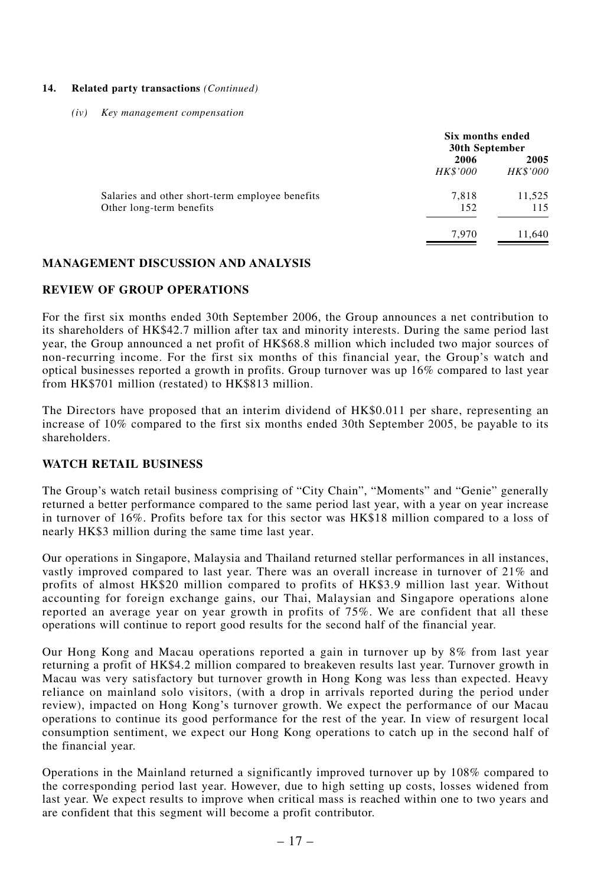**14. Related party transactions** *(Continued)*

*(iv) Key management compensation*

| | Six months ended 30th September | |
|---|---|---|
| | 2006 | 2005 |
| | *HK$'000* | *HK$'000* |
| Salaries and other short-term employee benefits | 7,818 | 11,525 |
| Other long-term benefits | 152 | 115 |
| | 7,970 | 11,640 |

## MANAGEMENT DISCUSSION AND ANALYSIS

## REVIEW OF GROUP OPERATIONS

For the first six months ended 30th September 2006, the Group announces a net contribution to its shareholders of HK$42.7 million after tax and minority interests. During the same period last year, the Group announced a net profit of HK$68.8 million which included two major sources of non-recurring income. For the first six months of this financial year, the Group's watch and optical businesses reported a growth in profits. Group turnover was up 16% compared to last year from HK$701 million (restated) to HK$813 million.

The Directors have proposed that an interim dividend of HK$0.011 per share, representing an increase of 10% compared to the first six months ended 30th September 2005, be payable to its shareholders.

## WATCH RETAIL BUSINESS

The Group's watch retail business comprising of "City Chain", "Moments" and "Genie" generally returned a better performance compared to the same period last year, with a year on year increase in turnover of 16%. Profits before tax for this sector was HK$18 million compared to a loss of nearly HK$3 million during the same time last year.

Our operations in Singapore, Malaysia and Thailand returned stellar performances in all instances, vastly improved compared to last year. There was an overall increase in turnover of 21% and profits of almost HK$20 million compared to profits of HK$3.9 million last year. Without accounting for foreign exchange gains, our Thai, Malaysian and Singapore operations alone reported an average year on year growth in profits of 75%. We are confident that all these operations will continue to report good results for the second half of the financial year.

Our Hong Kong and Macau operations reported a gain in turnover up by 8% from last year returning a profit of HK$4.2 million compared to breakeven results last year. Turnover growth in Macau was very satisfactory but turnover growth in Hong Kong was less than expected. Heavy reliance on mainland solo visitors, (with a drop in arrivals reported during the period under review), impacted on Hong Kong's turnover growth. We expect the performance of our Macau operations to continue its good performance for the rest of the year. In view of resurgent local consumption sentiment, we expect our Hong Kong operations to catch up in the second half of the financial year.

Operations in the Mainland returned a significantly improved turnover up by 108% compared to the corresponding period last year. However, due to high setting up costs, losses widened from last year. We expect results to improve when critical mass is reached within one to two years and are confident that this segment will become a profit contributor.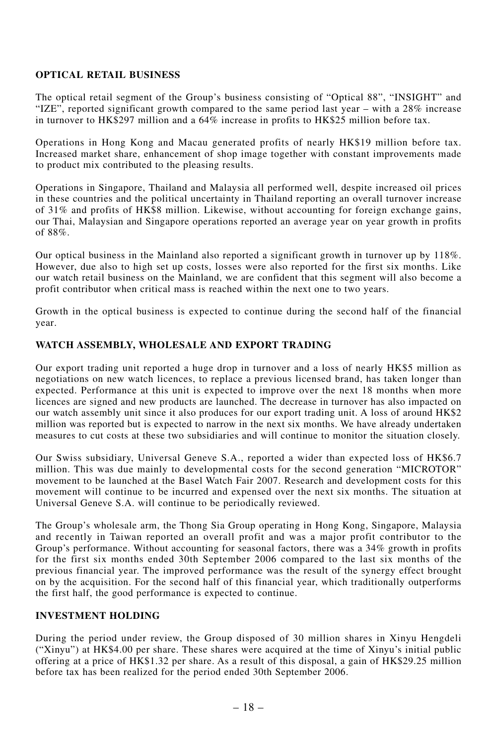## OPTICAL RETAIL BUSINESS

The optical retail segment of the Group's business consisting of "Optical 88", "INSIGHT" and "IZE", reported significant growth compared to the same period last year – with a 28% increase in turnover to HK$297 million and a 64% increase in profits to HK$25 million before tax.

Operations in Hong Kong and Macau generated profits of nearly HK$19 million before tax. Increased market share, enhancement of shop image together with constant improvements made to product mix contributed to the pleasing results.

Operations in Singapore, Thailand and Malaysia all performed well, despite increased oil prices in these countries and the political uncertainty in Thailand reporting an overall turnover increase of 31% and profits of HK$8 million. Likewise, without accounting for foreign exchange gains, our Thai, Malaysian and Singapore operations reported an average year on year growth in profits of 88%.

Our optical business in the Mainland also reported a significant growth in turnover up by 118%. However, due also to high set up costs, losses were also reported for the first six months. Like our watch retail business on the Mainland, we are confident that this segment will also become a profit contributor when critical mass is reached within the next one to two years.

Growth in the optical business is expected to continue during the second half of the financial year.

## WATCH ASSEMBLY, WHOLESALE AND EXPORT TRADING

Our export trading unit reported a huge drop in turnover and a loss of nearly HK$5 million as negotiations on new watch licences, to replace a previous licensed brand, has taken longer than expected. Performance at this unit is expected to improve over the next 18 months when more licences are signed and new products are launched. The decrease in turnover has also impacted on our watch assembly unit since it also produces for our export trading unit. A loss of around HK$2 million was reported but is expected to narrow in the next six months. We have already undertaken measures to cut costs at these two subsidiaries and will continue to monitor the situation closely.

Our Swiss subsidiary, Universal Geneve S.A., reported a wider than expected loss of HK$6.7 million. This was due mainly to developmental costs for the second generation "MICROTOR" movement to be launched at the Basel Watch Fair 2007. Research and development costs for this movement will continue to be incurred and expensed over the next six months. The situation at Universal Geneve S.A. will continue to be periodically reviewed.

The Group's wholesale arm, the Thong Sia Group operating in Hong Kong, Singapore, Malaysia and recently in Taiwan reported an overall profit and was a major profit contributor to the Group's performance. Without accounting for seasonal factors, there was a 34% growth in profits for the first six months ended 30th September 2006 compared to the last six months of the previous financial year. The improved performance was the result of the synergy effect brought on by the acquisition. For the second half of this financial year, which traditionally outperforms the first half, the good performance is expected to continue.

## INVESTMENT HOLDING

During the period under review, the Group disposed of 30 million shares in Xinyu Hengdeli ("Xinyu") at HK$4.00 per share. These shares were acquired at the time of Xinyu's initial public offering at a price of HK$1.32 per share. As a result of this disposal, a gain of HK$29.25 million before tax has been realized for the period ended 30th September 2006.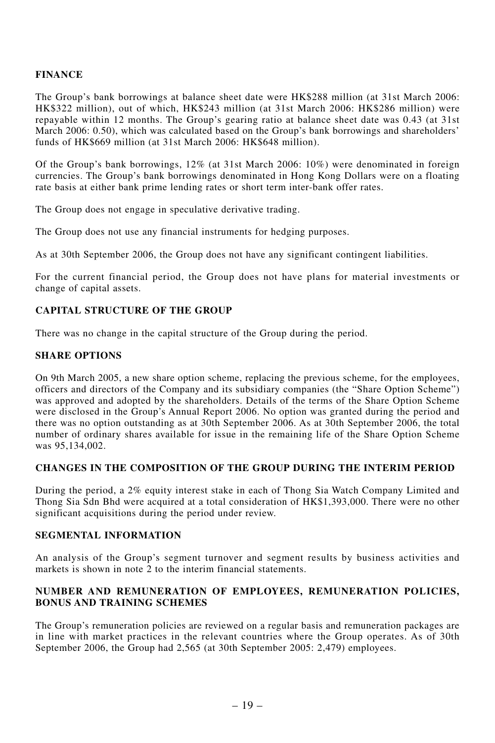## FINANCE

The Group's bank borrowings at balance sheet date were HK$288 million (at 31st March 2006: HK$322 million), out of which, HK$243 million (at 31st March 2006: HK$286 million) were repayable within 12 months. The Group's gearing ratio at balance sheet date was 0.43 (at 31st March 2006: 0.50), which was calculated based on the Group's bank borrowings and shareholders' funds of HK$669 million (at 31st March 2006: HK$648 million).

Of the Group's bank borrowings, 12% (at 31st March 2006: 10%) were denominated in foreign currencies. The Group's bank borrowings denominated in Hong Kong Dollars were on a floating rate basis at either bank prime lending rates or short term inter-bank offer rates.

The Group does not engage in speculative derivative trading.

The Group does not use any financial instruments for hedging purposes.

As at 30th September 2006, the Group does not have any significant contingent liabilities.

For the current financial period, the Group does not have plans for material investments or change of capital assets.

## CAPITAL STRUCTURE OF THE GROUP

There was no change in the capital structure of the Group during the period.

## SHARE OPTIONS

On 9th March 2005, a new share option scheme, replacing the previous scheme, for the employees, officers and directors of the Company and its subsidiary companies (the "Share Option Scheme") was approved and adopted by the shareholders. Details of the terms of the Share Option Scheme were disclosed in the Group's Annual Report 2006. No option was granted during the period and there was no option outstanding as at 30th September 2006. As at 30th September 2006, the total number of ordinary shares available for issue in the remaining life of the Share Option Scheme was 95,134,002.

## CHANGES IN THE COMPOSITION OF THE GROUP DURING THE INTERIM PERIOD

During the period, a 2% equity interest stake in each of Thong Sia Watch Company Limited and Thong Sia Sdn Bhd were acquired at a total consideration of HK$1,393,000. There were no other significant acquisitions during the period under review.

## SEGMENTAL INFORMATION

An analysis of the Group's segment turnover and segment results by business activities and markets is shown in note 2 to the interim financial statements.

## NUMBER AND REMUNERATION OF EMPLOYEES, REMUNERATION POLICIES, BONUS AND TRAINING SCHEMES

The Group's remuneration policies are reviewed on a regular basis and remuneration packages are in line with market practices in the relevant countries where the Group operates. As of 30th September 2006, the Group had 2,565 (at 30th September 2005: 2,479) employees.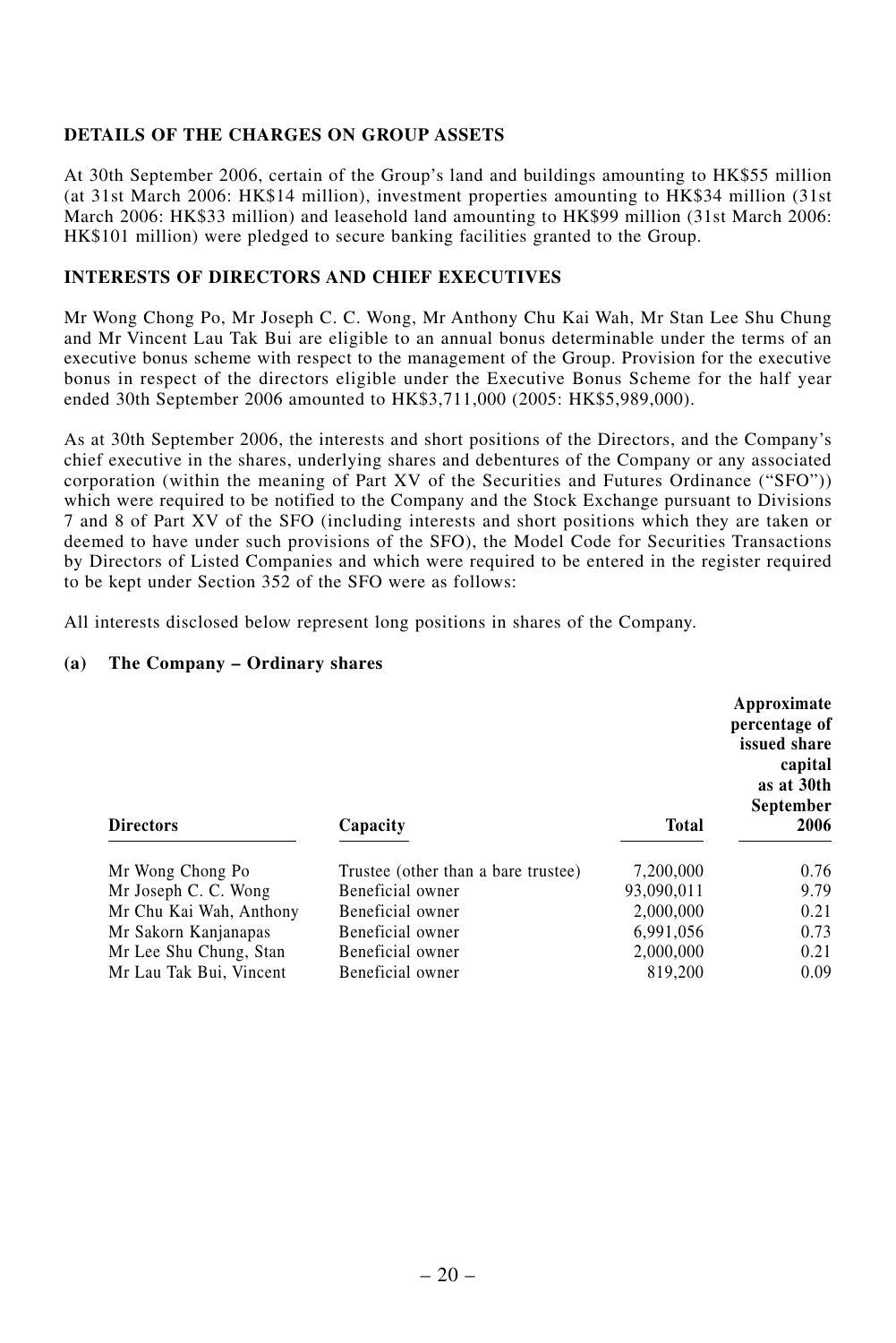**DETAILS OF THE CHARGES ON GROUP ASSETS**

At 30th September 2006, certain of the Group's land and buildings amounting to HK$55 million (at 31st March 2006: HK$14 million), investment properties amounting to HK$34 million (31st March 2006: HK$33 million) and leasehold land amounting to HK$99 million (31st March 2006: HK$101 million) were pledged to secure banking facilities granted to the Group.

**INTERESTS OF DIRECTORS AND CHIEF EXECUTIVES**

Mr Wong Chong Po, Mr Joseph C. C. Wong, Mr Anthony Chu Kai Wah, Mr Stan Lee Shu Chung and Mr Vincent Lau Tak Bui are eligible to an annual bonus determinable under the terms of an executive bonus scheme with respect to the management of the Group. Provision for the executive bonus in respect of the directors eligible under the Executive Bonus Scheme for the half year ended 30th September 2006 amounted to HK$3,711,000 (2005: HK$5,989,000).

As at 30th September 2006, the interests and short positions of the Directors, and the Company's chief executive in the shares, underlying shares and debentures of the Company or any associated corporation (within the meaning of Part XV of the Securities and Futures Ordinance ("SFO")) which were required to be notified to the Company and the Stock Exchange pursuant to Divisions 7 and 8 of Part XV of the SFO (including interests and short positions which they are taken or deemed to have under such provisions of the SFO), the Model Code for Securities Transactions by Directors of Listed Companies and which were required to be entered in the register required to be kept under Section 352 of the SFO were as follows:

All interests disclosed below represent long positions in shares of the Company.

**(a) The Company – Ordinary shares**

| Directors | Capacity | Total | Approximate percentage of issued share capital as at 30th September 2006 |
|---|---|---|---|
| Mr Wong Chong Po | Trustee (other than a bare trustee) | 7,200,000 | 0.76 |
| Mr Joseph C. C. Wong | Beneficial owner | 93,090,011 | 9.79 |
| Mr Chu Kai Wah, Anthony | Beneficial owner | 2,000,000 | 0.21 |
| Mr Sakorn Kanjanapas | Beneficial owner | 6,991,056 | 0.73 |
| Mr Lee Shu Chung, Stan | Beneficial owner | 2,000,000 | 0.21 |
| Mr Lau Tak Bui, Vincent | Beneficial owner | 819,200 | 0.09 |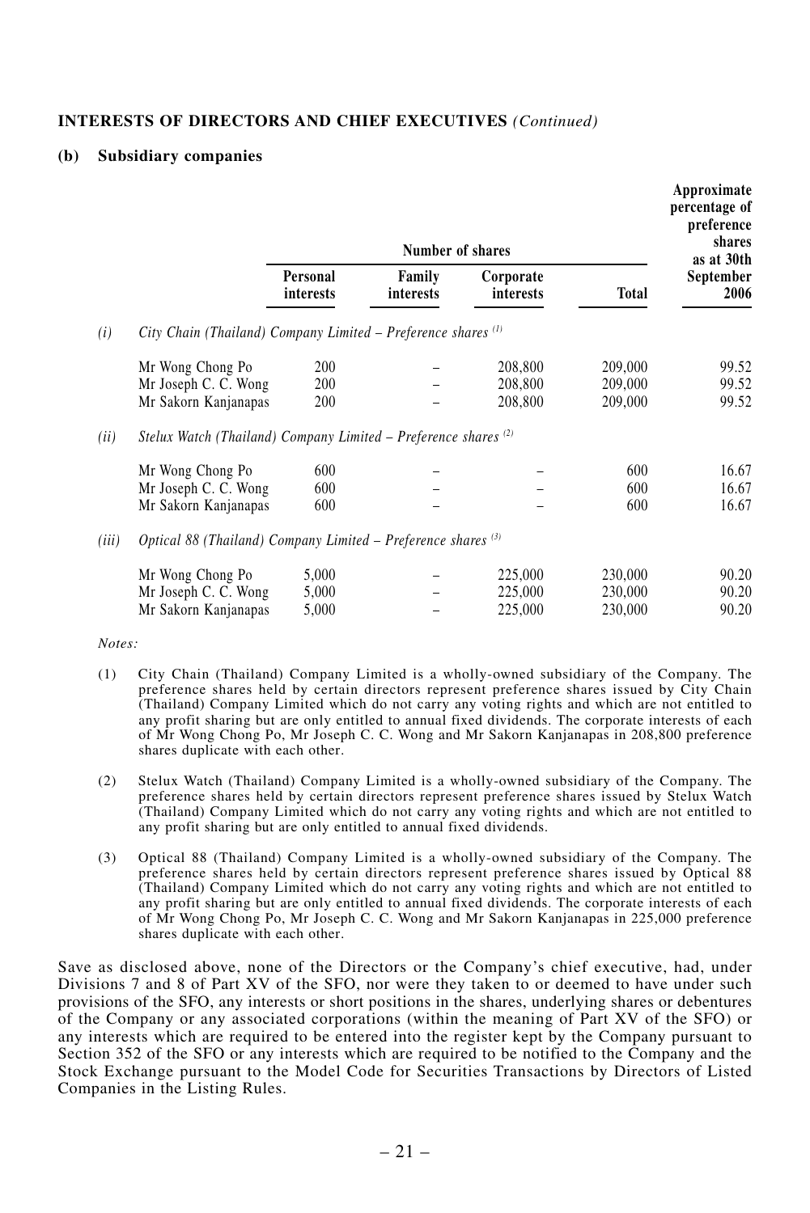**INTERESTS OF DIRECTORS AND CHIEF EXECUTIVES** *(Continued)*

**(b) Subsidiary companies**

| | Number of shares | | | | Approximate percentage of preference shares as at 30th September 2006 |
|---|---|---|---|---|---|
| | Personal interests | Family interests | Corporate interests | Total | |
| *(i) City Chain (Thailand) Company Limited – Preference shares [(1)]* | | | | | |
| Mr Wong Chong Po | 200 | – | 208,800 | 209,000 | 99.52 |
| Mr Joseph C. C. Wong | 200 | – | 208,800 | 209,000 | 99.52 |
| Mr Sakorn Kanjanapas | 200 | – | 208,800 | 209,000 | 99.52 |
| *(ii) Stelux Watch (Thailand) Company Limited – Preference shares [(2)]* | | | | | |
| Mr Wong Chong Po | 600 | – | – | 600 | 16.67 |
| Mr Joseph C. C. Wong | 600 | – | – | 600 | 16.67 |
| Mr Sakorn Kanjanapas | 600 | – | – | 600 | 16.67 |
| *(iii) Optical 88 (Thailand) Company Limited – Preference shares [(3)]* | | | | | |
| Mr Wong Chong Po | 5,000 | – | 225,000 | 230,000 | 90.20 |
| Mr Joseph C. C. Wong | 5,000 | – | 225,000 | 230,000 | 90.20 |
| Mr Sakorn Kanjanapas | 5,000 | – | 225,000 | 230,000 | 90.20 |

*Notes:*

(1) City Chain (Thailand) Company Limited is a wholly-owned subsidiary of the Company. The preference shares held by certain directors represent preference shares issued by City Chain (Thailand) Company Limited which do not carry any voting rights and which are not entitled to any profit sharing but are only entitled to annual fixed dividends. The corporate interests of each of Mr Wong Chong Po, Mr Joseph C. C. Wong and Mr Sakorn Kanjanapas in 208,800 preference shares duplicate with each other.

(2) Stelux Watch (Thailand) Company Limited is a wholly-owned subsidiary of the Company. The preference shares held by certain directors represent preference shares issued by Stelux Watch (Thailand) Company Limited which do not carry any voting rights and which are not entitled to any profit sharing but are only entitled to annual fixed dividends.

(3) Optical 88 (Thailand) Company Limited is a wholly-owned subsidiary of the Company. The preference shares held by certain directors represent preference shares issued by Optical 88 (Thailand) Company Limited which do not carry any voting rights and which are not entitled to any profit sharing but are only entitled to annual fixed dividends. The corporate interests of each of Mr Wong Chong Po, Mr Joseph C. C. Wong and Mr Sakorn Kanjanapas in 225,000 preference shares duplicate with each other.

Save as disclosed above, none of the Directors or the Company's chief executive, had, under Divisions 7 and 8 of Part XV of the SFO, nor were they taken to or deemed to have under such provisions of the SFO, any interests or short positions in the shares, underlying shares or debentures of the Company or any associated corporations (within the meaning of Part XV of the SFO) or any interests which are required to be entered into the register kept by the Company pursuant to Section 352 of the SFO or any interests which are required to be notified to the Company and the Stock Exchange pursuant to the Model Code for Securities Transactions by Directors of Listed Companies in the Listing Rules.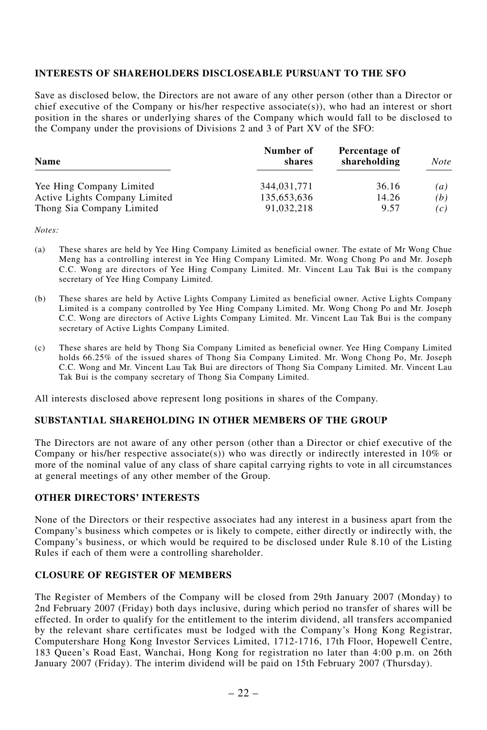## INTERESTS OF SHAREHOLDERS DISCLOSEABLE PURSUANT TO THE SFO

Save as disclosed below, the Directors are not aware of any other person (other than a Director or chief executive of the Company or his/her respective associate(s)), who had an interest or short position in the shares or underlying shares of the Company which would fall to be disclosed to the Company under the provisions of Divisions 2 and 3 of Part XV of the SFO:

| Name | Number of shares | Percentage of shareholding | *Note* |
|---|---|---|---|
| Yee Hing Company Limited | 344,031,771 | 36.16 | *(a)* |
| Active Lights Company Limited | 135,653,636 | 14.26 | *(b)* |
| Thong Sia Company Limited | 91,032,218 | 9.57 | *(c)* |

*Notes:*

(a) These shares are held by Yee Hing Company Limited as beneficial owner. The estate of Mr Wong Chue Meng has a controlling interest in Yee Hing Company Limited. Mr. Wong Chong Po and Mr. Joseph C.C. Wong are directors of Yee Hing Company Limited. Mr. Vincent Lau Tak Bui is the company secretary of Yee Hing Company Limited.

(b) These shares are held by Active Lights Company Limited as beneficial owner. Active Lights Company Limited is a company controlled by Yee Hing Company Limited. Mr. Wong Chong Po and Mr. Joseph C.C. Wong are directors of Active Lights Company Limited. Mr. Vincent Lau Tak Bui is the company secretary of Active Lights Company Limited.

(c) These shares are held by Thong Sia Company Limited as beneficial owner. Yee Hing Company Limited holds 66.25% of the issued shares of Thong Sia Company Limited. Mr. Wong Chong Po, Mr. Joseph C.C. Wong and Mr. Vincent Lau Tak Bui are directors of Thong Sia Company Limited. Mr. Vincent Lau Tak Bui is the company secretary of Thong Sia Company Limited.

All interests disclosed above represent long positions in shares of the Company.

## SUBSTANTIAL SHAREHOLDING IN OTHER MEMBERS OF THE GROUP

The Directors are not aware of any other person (other than a Director or chief executive of the Company or his/her respective associate(s)) who was directly or indirectly interested in 10% or more of the nominal value of any class of share capital carrying rights to vote in all circumstances at general meetings of any other member of the Group.

## OTHER DIRECTORS' INTERESTS

None of the Directors or their respective associates had any interest in a business apart from the Company's business which competes or is likely to compete, either directly or indirectly with, the Company's business, or which would be required to be disclosed under Rule 8.10 of the Listing Rules if each of them were a controlling shareholder.

## CLOSURE OF REGISTER OF MEMBERS

The Register of Members of the Company will be closed from 29th January 2007 (Monday) to 2nd February 2007 (Friday) both days inclusive, during which period no transfer of shares will be effected. In order to qualify for the entitlement to the interim dividend, all transfers accompanied by the relevant share certificates must be lodged with the Company's Hong Kong Registrar, Computershare Hong Kong Investor Services Limited, 1712-1716, 17th Floor, Hopewell Centre, 183 Queen's Road East, Wanchai, Hong Kong for registration no later than 4:00 p.m. on 26th January 2007 (Friday). The interim dividend will be paid on 15th February 2007 (Thursday).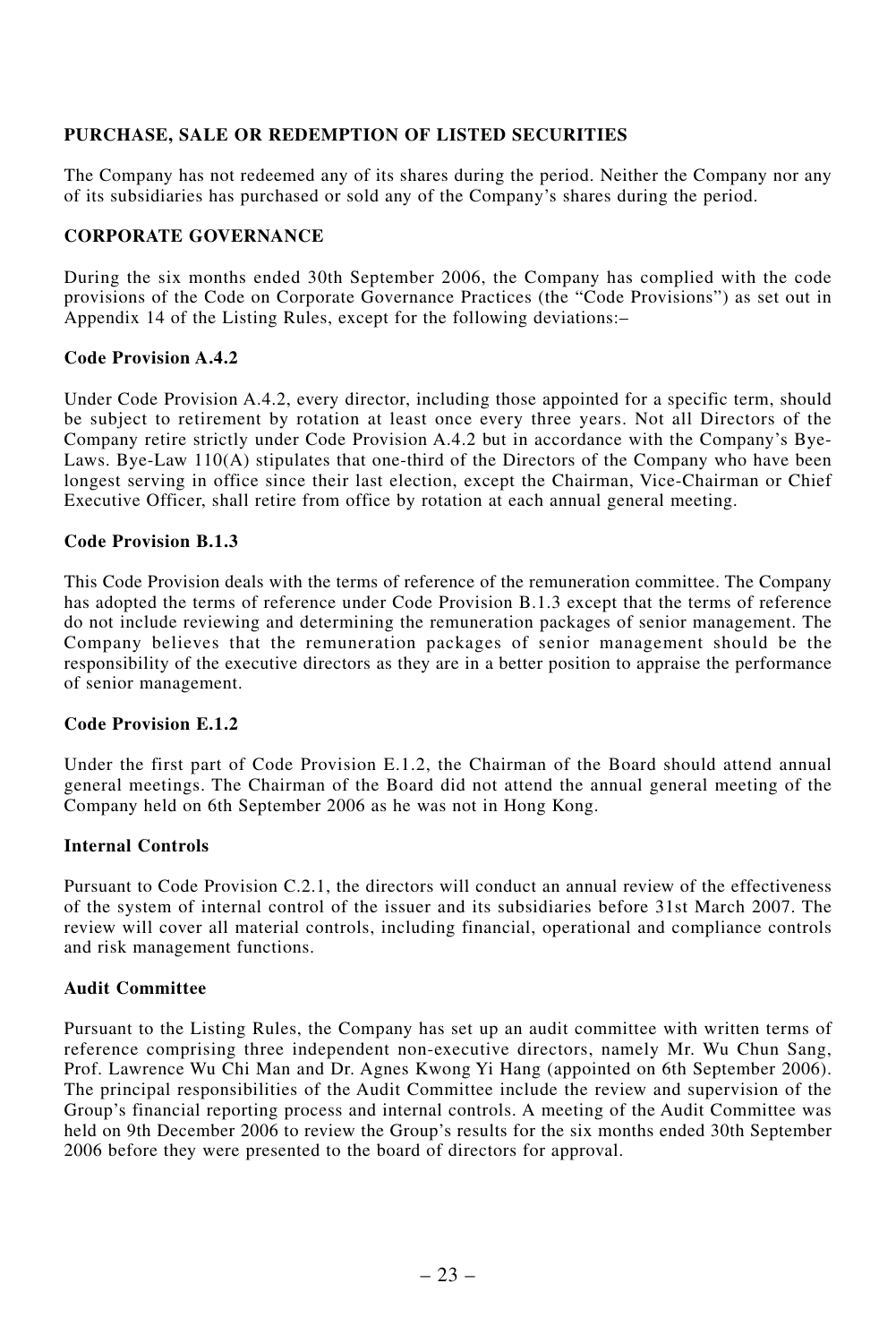## PURCHASE, SALE OR REDEMPTION OF LISTED SECURITIES

The Company has not redeemed any of its shares during the period. Neither the Company nor any of its subsidiaries has purchased or sold any of the Company's shares during the period.

## CORPORATE GOVERNANCE

During the six months ended 30th September 2006, the Company has complied with the code provisions of the Code on Corporate Governance Practices (the "Code Provisions") as set out in Appendix 14 of the Listing Rules, except for the following deviations:–

### Code Provision A.4.2

Under Code Provision A.4.2, every director, including those appointed for a specific term, should be subject to retirement by rotation at least once every three years. Not all Directors of the Company retire strictly under Code Provision A.4.2 but in accordance with the Company's Bye-Laws. Bye-Law 110(A) stipulates that one-third of the Directors of the Company who have been longest serving in office since their last election, except the Chairman, Vice-Chairman or Chief Executive Officer, shall retire from office by rotation at each annual general meeting.

### Code Provision B.1.3

This Code Provision deals with the terms of reference of the remuneration committee. The Company has adopted the terms of reference under Code Provision B.1.3 except that the terms of reference do not include reviewing and determining the remuneration packages of senior management. The Company believes that the remuneration packages of senior management should be the responsibility of the executive directors as they are in a better position to appraise the performance of senior management.

### Code Provision E.1.2

Under the first part of Code Provision E.1.2, the Chairman of the Board should attend annual general meetings. The Chairman of the Board did not attend the annual general meeting of the Company held on 6th September 2006 as he was not in Hong Kong.

### Internal Controls

Pursuant to Code Provision C.2.1, the directors will conduct an annual review of the effectiveness of the system of internal control of the issuer and its subsidiaries before 31st March 2007. The review will cover all material controls, including financial, operational and compliance controls and risk management functions.

### Audit Committee

Pursuant to the Listing Rules, the Company has set up an audit committee with written terms of reference comprising three independent non-executive directors, namely Mr. Wu Chun Sang, Prof. Lawrence Wu Chi Man and Dr. Agnes Kwong Yi Hang (appointed on 6th September 2006). The principal responsibilities of the Audit Committee include the review and supervision of the Group's financial reporting process and internal controls. A meeting of the Audit Committee was held on 9th December 2006 to review the Group's results for the six months ended 30th September 2006 before they were presented to the board of directors for approval.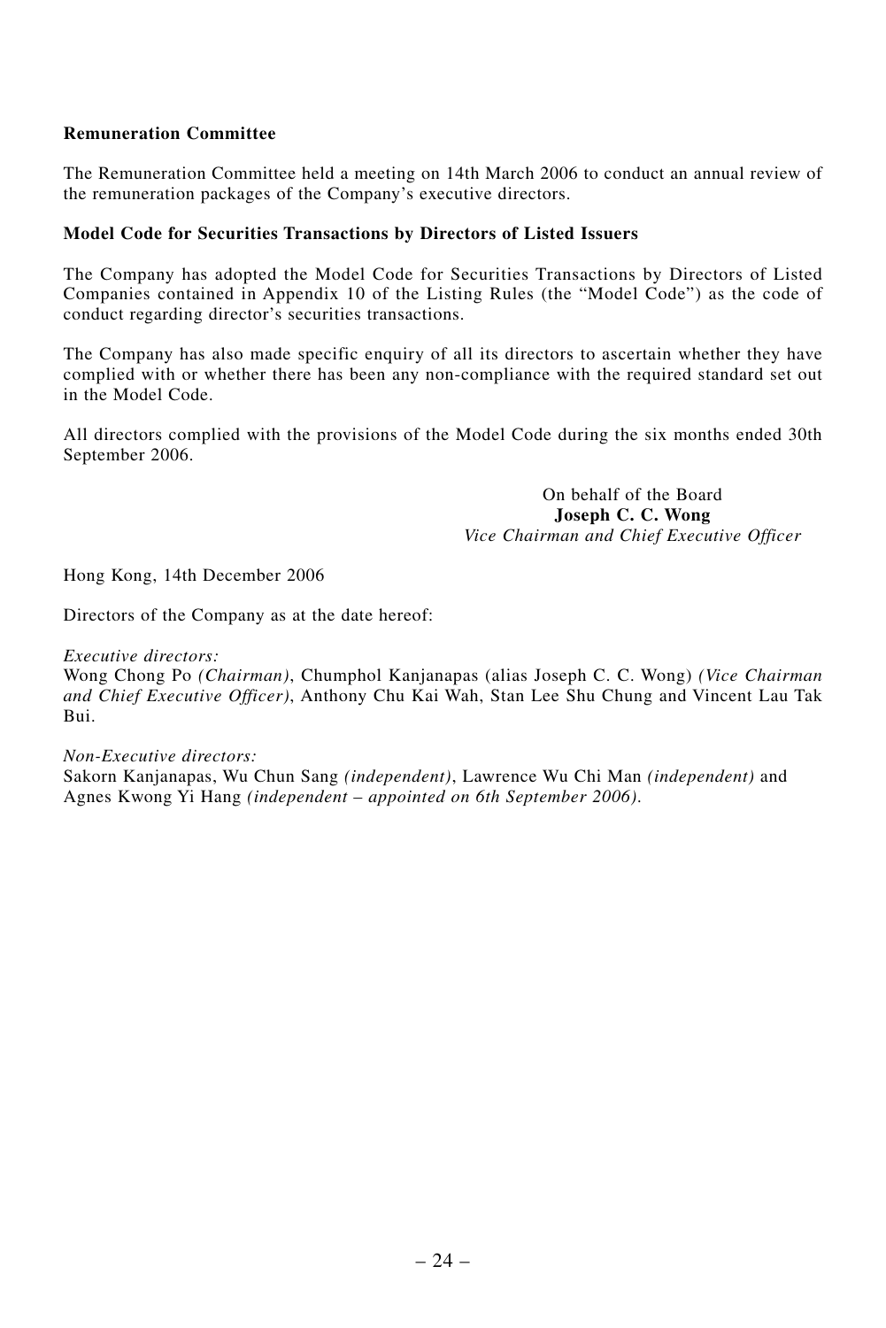**Remuneration Committee**

The Remuneration Committee held a meeting on 14th March 2006 to conduct an annual review of the remuneration packages of the Company's executive directors.

**Model Code for Securities Transactions by Directors of Listed Issuers**

The Company has adopted the Model Code for Securities Transactions by Directors of Listed Companies contained in Appendix 10 of the Listing Rules (the "Model Code") as the code of conduct regarding director's securities transactions.

The Company has also made specific enquiry of all its directors to ascertain whether they have complied with or whether there has been any non-compliance with the required standard set out in the Model Code.

All directors complied with the provisions of the Model Code during the six months ended 30th September 2006.

On behalf of the Board
**Joseph C. C. Wong**
*Vice Chairman and Chief Executive Officer*

Hong Kong, 14th December 2006

Directors of the Company as at the date hereof:

*Executive directors:*
Wong Chong Po *(Chairman)*, Chumphol Kanjanapas (alias Joseph C. C. Wong) *(Vice Chairman and Chief Executive Officer)*, Anthony Chu Kai Wah, Stan Lee Shu Chung and Vincent Lau Tak Bui.

*Non-Executive directors:*
Sakorn Kanjanapas, Wu Chun Sang *(independent)*, Lawrence Wu Chi Man *(independent)* and Agnes Kwong Yi Hang *(independent – appointed on 6th September 2006).*